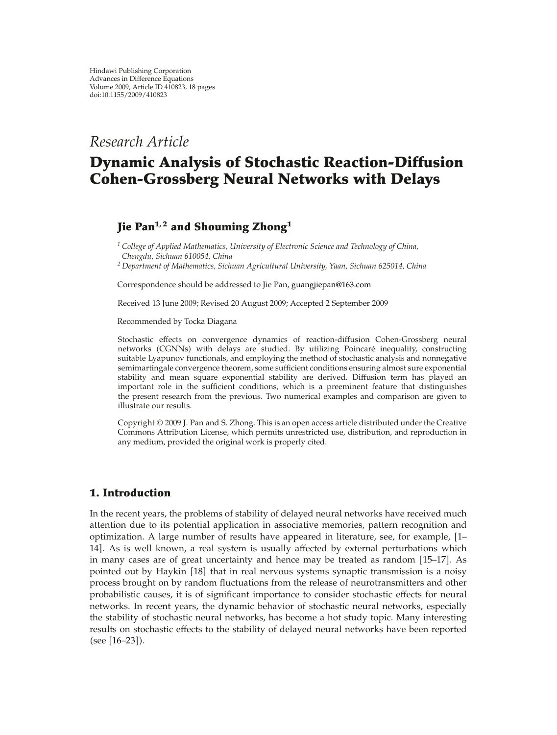Hindawi Publishing Corporation
Advances in Difference Equations
Volume 2009, Article ID 410823, 18 pages
doi:10.1155/2009/410823

*Research Article*

# Dynamic Analysis of Stochastic Reaction-Diffusion Cohen-Grossberg Neural Networks with Delays

**Jie Pan[1,2] and Shouming Zhong[1]**

[1] *College of Applied Mathematics, University of Electronic Science and Technology of China, Chengdu, Sichuan 610054, China*
[2] *Department of Mathematics, Sichuan Agricultural University, Yaan, Sichuan 625014, China*

Correspondence should be addressed to Jie Pan, guangjiepan@163.com

Received 13 June 2009; Revised 20 August 2009; Accepted 2 September 2009

Recommended by Tocka Diagana

Stochastic effects on convergence dynamics of reaction-diffusion Cohen-Grossberg neural networks (CGNNs) with delays are studied. By utilizing Poincaré inequality, constructing suitable Lyapunov functionals, and employing the method of stochastic analysis and nonnegative semimartingale convergence theorem, some sufficient conditions ensuring almost sure exponential stability and mean square exponential stability are derived. Diffusion term has played an important role in the sufficient conditions, which is a preeminent feature that distinguishes the present research from the previous. Two numerical examples and comparison are given to illustrate our results.

Copyright © 2009 J. Pan and S. Zhong. This is an open access article distributed under the Creative Commons Attribution License, which permits unrestricted use, distribution, and reproduction in any medium, provided the original work is properly cited.

## 1. Introduction

In the recent years, the problems of stability of delayed neural networks have received much attention due to its potential application in associative memories, pattern recognition and optimization. A large number of results have appeared in literature, see, for example, [1–14]. As is well known, a real system is usually affected by external perturbations which in many cases are of great uncertainty and hence may be treated as random [15–17]. As pointed out by Haykin [18] that in real nervous systems synaptic transmission is a noisy process brought on by random fluctuations from the release of neurotransmitters and other probabilistic causes, it is of significant importance to consider stochastic effects for neural networks. In recent years, the dynamic behavior of stochastic neural networks, especially the stability of stochastic neural networks, has become a hot study topic. Many interesting results on stochastic effects to the stability of delayed neural networks have been reported (see [16–23]).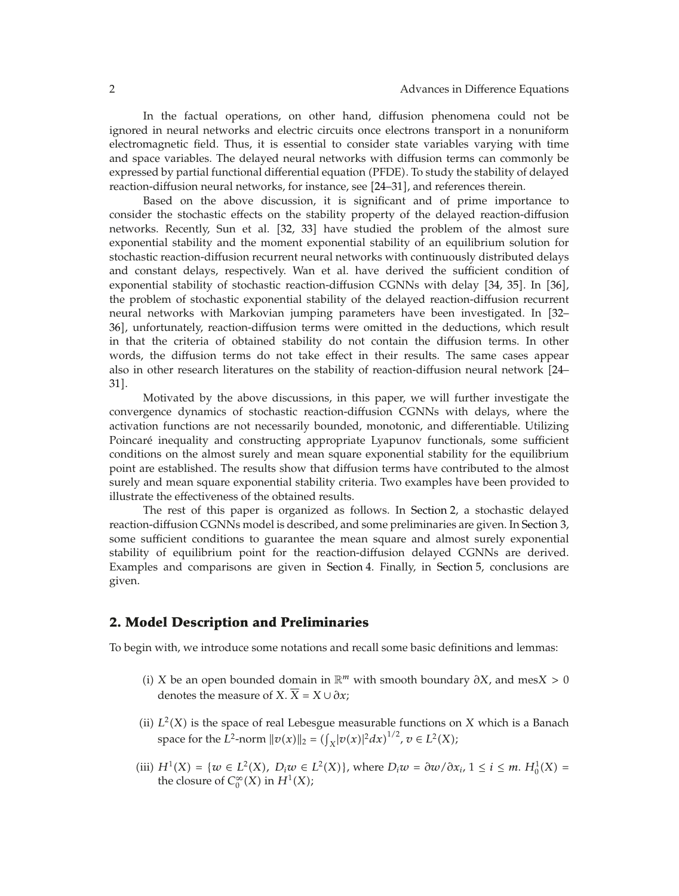In the factual operations, on other hand, diffusion phenomena could not be ignored in neural networks and electric circuits once electrons transport in a nonuniform electromagnetic field. Thus, it is essential to consider state variables varying with time and space variables. The delayed neural networks with diffusion terms can commonly be expressed by partial functional differential equation (PFDE). To study the stability of delayed reaction-diffusion neural networks, for instance, see [24–31], and references therein.

Based on the above discussion, it is significant and of prime importance to consider the stochastic effects on the stability property of the delayed reaction-diffusion networks. Recently, Sun et al. [32, 33] have studied the problem of the almost sure exponential stability and the moment exponential stability of an equilibrium solution for stochastic reaction-diffusion recurrent neural networks with continuously distributed delays and constant delays, respectively. Wan et al. have derived the sufficient condition of exponential stability of stochastic reaction-diffusion CGNNs with delay [34, 35]. In [36], the problem of stochastic exponential stability of the delayed reaction-diffusion recurrent neural networks with Markovian jumping parameters have been investigated. In [32–36], unfortunately, reaction-diffusion terms were omitted in the deductions, which result in that the criteria of obtained stability do not contain the diffusion terms. In other words, the diffusion terms do not take effect in their results. The same cases appear also in other research literatures on the stability of reaction-diffusion neural network [24–31].

Motivated by the above discussions, in this paper, we will further investigate the convergence dynamics of stochastic reaction-diffusion CGNNs with delays, where the activation functions are not necessarily bounded, monotonic, and differentiable. Utilizing Poincaré inequality and constructing appropriate Lyapunov functionals, some sufficient conditions on the almost surely and mean square exponential stability for the equilibrium point are established. The results show that diffusion terms have contributed to the almost surely and mean square exponential stability criteria. Two examples have been provided to illustrate the effectiveness of the obtained results.

The rest of this paper is organized as follows. In Section 2, a stochastic delayed reaction-diffusion CGNNs model is described, and some preliminaries are given. In Section 3, some sufficient conditions to guarantee the mean square and almost surely exponential stability of equilibrium point for the reaction-diffusion delayed CGNNs are derived. Examples and comparisons are given in Section 4. Finally, in Section 5, conclusions are given.

## 2. Model Description and Preliminaries

To begin with, we introduce some notations and recall some basic definitions and lemmas:

(i) $X$ be an open bounded domain in $\mathbb{R}^m$ with smooth boundary $\partial X$, and $\text{mes}X > 0$ denotes the measure of $X$. $\overline{X} = X \cup \partial x$;

(ii) $L^2(X)$ is the space of real Lebesgue measurable functions on $X$ which is a Banach space for the $L^2$-norm $\|v(x)\|_2 = \left(\int_X |v(x)|^2 dx\right)^{1/2}$, $v \in L^2(X)$;

(iii) $H^1(X) = \{w \in L^2(X),\ D_i w \in L^2(X)\}$, where $D_i w = \partial w / \partial x_i$, $1 \le i \le m$. $H_0^1(X) =$ the closure of $C_0^\infty(X)$ in $H^1(X)$;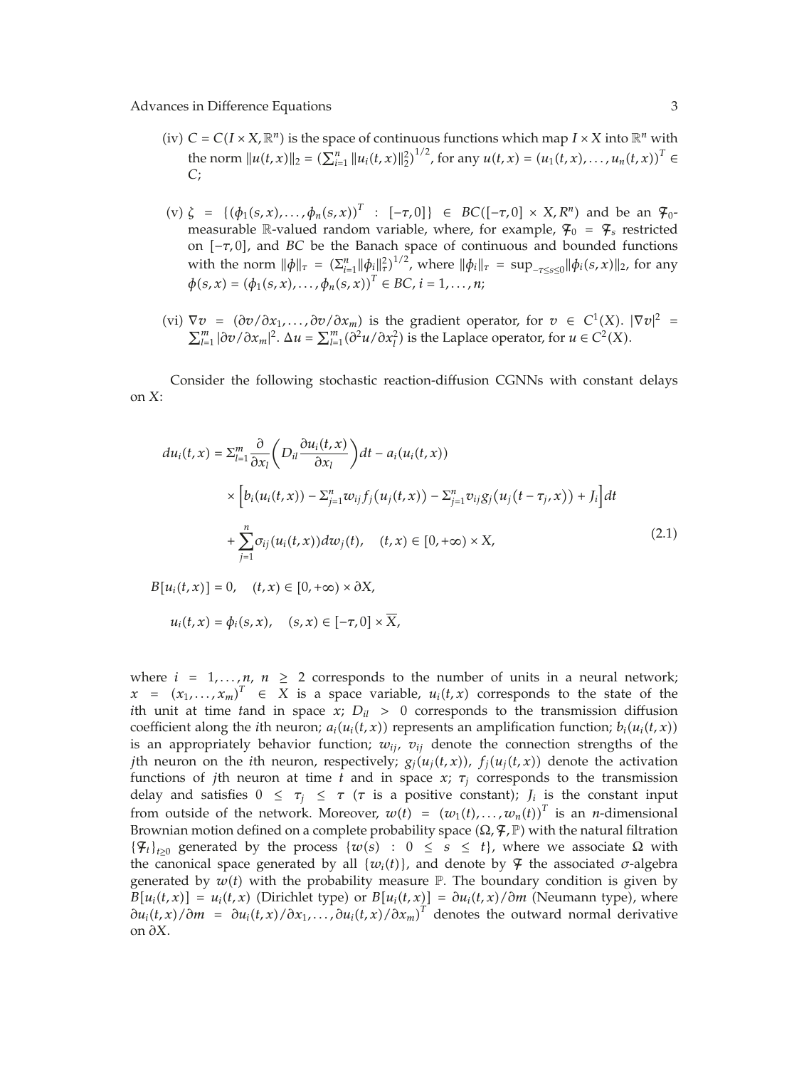(iv) $C = C(I \times X, \mathbb{R}^n)$ is the space of continuous functions which map $I \times X$ into $\mathbb{R}^n$ with the norm $\|u(t,x)\|_2 = \left(\sum_{i=1}^{n} \|u_i(t,x)\|_2^2\right)^{1/2}$, for any $u(t,x) = (u_1(t,x), \ldots, u_n(t,x))^T \in C$;

(v) $\zeta = \{(\phi_1(s,x), \ldots, \phi_n(s,x))^T : [-\tau, 0]\} \in BC([-\tau, 0] \times X, R^n)$ and be an $\mathcal{F}_0$-measurable $\mathbb{R}$-valued random variable, where, for example, $\mathcal{F}_0 = \mathcal{F}_s$ restricted on $[-\tau, 0]$, and $BC$ be the Banach space of continuous and bounded functions with the norm $\|\phi\|_\tau = \left(\sum_{i=1}^{n} \|\phi_i\|_\tau^2\right)^{1/2}$, where $\|\phi_i\|_\tau = \sup_{-\tau \le s \le 0} \|\phi_i(s,x)\|_2$, for any $\phi(s,x) = (\phi_1(s,x), \ldots, \phi_n(s,x))^T \in BC$, $i = 1, \ldots, n$;

(vi) $\nabla v = (\partial v/\partial x_1, \ldots, \partial v/\partial x_m)$ is the gradient operator, for $v \in C^1(X)$. $|\nabla v|^2 = \sum_{l=1}^{m} |\partial v/\partial x_m|^2$. $\Delta u = \sum_{l=1}^{m} (\partial^2 u/\partial x_l^2)$ is the Laplace operator, for $u \in C^2(X)$.

Consider the following stochastic reaction-diffusion CGNNs with constant delays on $X$:

$$
\begin{aligned}
du_i(t,x) &= \Sigma_{l=1}^{m} \frac{\partial}{\partial x_l}\left(D_{il}\frac{\partial u_i(t,x)}{\partial x_l}\right)dt - a_i(u_i(t,x)) \\
&\quad \times \left[b_i(u_i(t,x)) - \Sigma_{j=1}^{n} w_{ij} f_j(u_j(t,x)) - \Sigma_{j=1}^{n} v_{ij} g_j(u_j(t-\tau_j, x)) + J_i\right]dt \\
&\quad + \sum_{j=1}^{n} \sigma_{ij}(u_i(t,x))dw_j(t), \quad (t,x) \in [0, +\infty) \times X,
\end{aligned}
\tag{2.1}
$$

$$
B[u_i(t,x)] = 0, \quad (t,x) \in [0, +\infty) \times \partial X,
$$

$$
u_i(t,x) = \phi_i(s,x), \quad (s,x) \in [-\tau, 0] \times \overline{X},
$$

where $i = 1, \ldots, n$, $n \ge 2$ corresponds to the number of units in a neural network; $x = (x_1, \ldots, x_m)^T \in X$ is a space variable, $u_i(t,x)$ corresponds to the state of the $i$th unit at time $t$and in space $x$; $D_{il} > 0$ corresponds to the transmission diffusion coefficient along the $i$th neuron; $a_i(u_i(t,x))$ represents an amplification function; $b_i(u_i(t,x))$ is an appropriately behavior function; $w_{ij}$, $v_{ij}$ denote the connection strengths of the $j$th neuron on the $i$th neuron, respectively; $g_j(u_j(t,x))$, $f_j(u_j(t,x))$ denote the activation functions of $j$th neuron at time $t$ and in space $x$; $\tau_j$ corresponds to the transmission delay and satisfies $0 \le \tau_j \le \tau$ ($\tau$ is a positive constant); $J_i$ is the constant input from outside of the network. Moreover, $w(t) = (w_1(t), \ldots, w_n(t))^T$ is an $n$-dimensional Brownian motion defined on a complete probability space $(\Omega, \mathcal{F}, \mathbb{P})$ with the natural filtration $\{\mathcal{F}_t\}_{t \ge 0}$ generated by the process $\{w(s) : 0 \le s \le t\}$, where we associate $\Omega$ with the canonical space generated by all $\{w_i(t)\}$, and denote by $\mathcal{F}$ the associated $\sigma$-algebra generated by $w(t)$ with the probability measure $\mathbb{P}$. The boundary condition is given by $B[u_i(t,x)] = u_i(t,x)$ (Dirichlet type) or $B[u_i(t,x)] = \partial u_i(t,x)/\partial m$ (Neumann type), where $\partial u_i(t,x)/\partial m = \partial u_i(t,x)/\partial x_1, \ldots, \partial u_i(t,x)/\partial x_m)^T$ denotes the outward normal derivative on $\partial X$.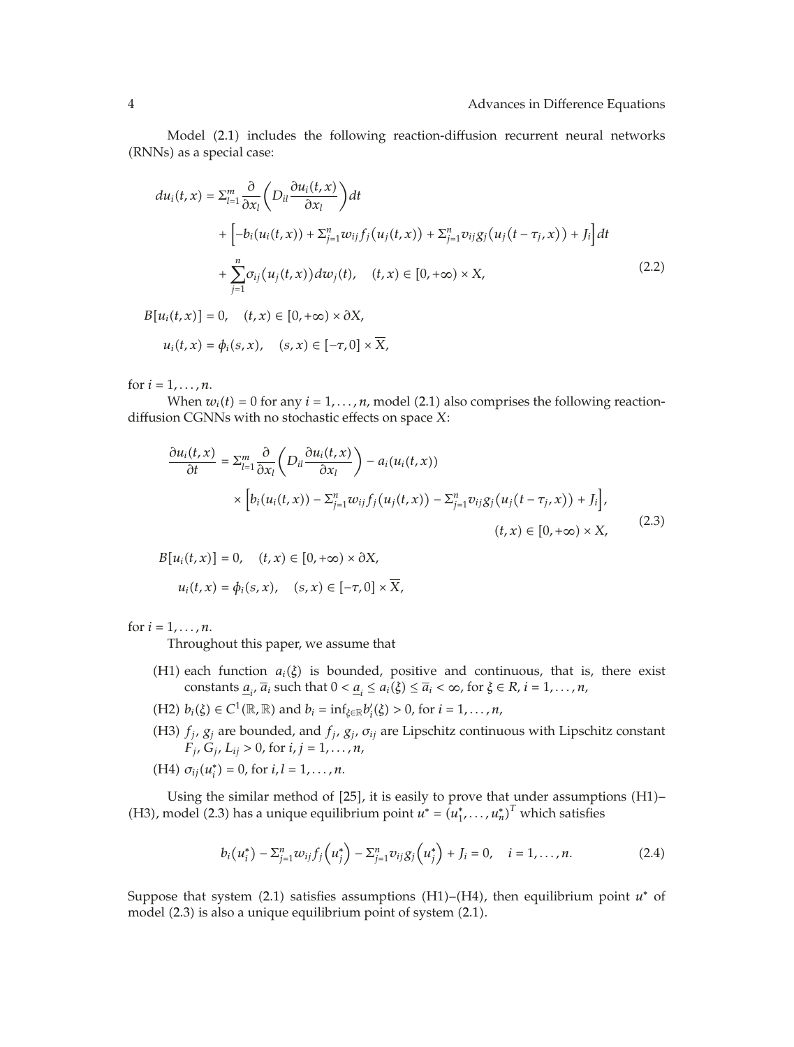Model (2.1) includes the following reaction-diffusion recurrent neural networks (RNNs) as a special case:

$$
\begin{aligned}
du_i(t,x) &= \Sigma_{l=1}^{m} \frac{\partial}{\partial x_l}\left(D_{il}\frac{\partial u_i(t,x)}{\partial x_l}\right)dt \\
&\quad + \left[-b_i(u_i(t,x)) + \Sigma_{j=1}^{n} w_{ij} f_j\left(u_j(t,x)\right) + \Sigma_{j=1}^{n} v_{ij} g_j\left(u_j\left(t-\tau_j,x\right)\right) + J_i\right]dt \\
&\quad + \sum_{j=1}^{n} \sigma_{ij}\left(u_j(t,x)\right)dw_j(t), \quad (t,x) \in [0,+\infty) \times X,
\end{aligned}
\tag{2.2}
$$

$$
B[u_i(t,x)] = 0, \quad (t,x) \in [0,+\infty) \times \partial X,
$$

$$
u_i(t,x) = \phi_i(s,x), \quad (s,x) \in [-\tau,0] \times \overline{X},
$$

for $i = 1,\ldots,n$.

When $w_i(t) = 0$ for any $i = 1,\ldots,n$, model (2.1) also comprises the following reaction-diffusion CGNNs with no stochastic effects on space $X$:

$$
\begin{aligned}
\frac{\partial u_i(t,x)}{\partial t} &= \Sigma_{l=1}^{m} \frac{\partial}{\partial x_l}\left(D_{il}\frac{\partial u_i(t,x)}{\partial x_l}\right) - a_i(u_i(t,x)) \\
&\quad \times \left[b_i(u_i(t,x)) - \Sigma_{j=1}^{n} w_{ij} f_j\left(u_j(t,x)\right) - \Sigma_{j=1}^{n} v_{ij} g_j\left(u_j\left(t-\tau_j,x\right)\right) + J_i\right], \\
&\quad (t,x) \in [0,+\infty) \times X,
\end{aligned}
\tag{2.3}
$$

$$
B[u_i(t,x)] = 0, \quad (t,x) \in [0,+\infty) \times \partial X,
$$

$$
u_i(t,x) = \phi_i(s,x), \quad (s,x) \in [-\tau,0] \times \overline{X},
$$

for $i = 1,\ldots,n$.

Throughout this paper, we assume that

(H1) each function $a_i(\xi)$ is bounded, positive and continuous, that is, there exist constants $\underline{a}_i$, $\overline{a}_i$ such that $0 < \underline{a}_i \le a_i(\xi) \le \overline{a}_i < \infty$, for $\xi \in R$, $i = 1,\ldots,n$,

(H2) $b_i(\xi) \in C^1(\mathbb{R},\mathbb{R})$ and $b_i = \inf_{\xi\in\mathbb{R}} b_i'(\xi) > 0$, for $i = 1,\ldots,n$,

(H3) $f_j$, $g_j$ are bounded, and $f_j$, $g_j$, $\sigma_{ij}$ are Lipschitz continuous with Lipschitz constant $F_j$, $G_j$, $L_{ij} > 0$, for $i,j = 1,\ldots,n$,

(H4) $\sigma_{ij}(u_i^*) = 0$, for $i,l = 1,\ldots,n$.

Using the similar method of [25], it is easily to prove that under assumptions (H1)–(H3), model (2.3) has a unique equilibrium point $u^* = (u_1^*,\ldots,u_n^*)^T$ which satisfies

$$
b_i\left(u_i^*\right) - \Sigma_{j=1}^{n} w_{ij} f_j\left(u_j^*\right) - \Sigma_{j=1}^{n} v_{ij} g_j\left(u_j^*\right) + J_i = 0, \quad i = 1,\ldots,n. \tag{2.4}
$$

Suppose that system (2.1) satisfies assumptions (H1)–(H4), then equilibrium point $u^*$ of model (2.3) is also a unique equilibrium point of system (2.1).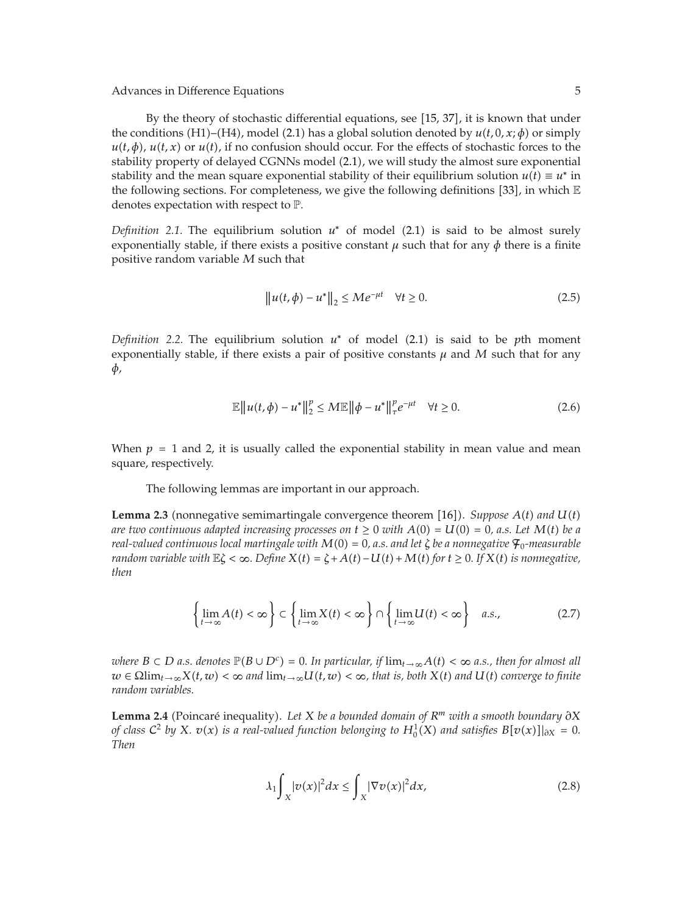By the theory of stochastic differential equations, see [15, 37], it is known that under the conditions (H1)–(H4), model (2.1) has a global solution denoted by $u(t, 0, x; \phi)$ or simply $u(t, \phi)$, $u(t, x)$ or $u(t)$, if no confusion should occur. For the effects of stochastic forces to the stability property of delayed CGNNs model (2.1), we will study the almost sure exponential stability and the mean square exponential stability of their equilibrium solution $u(t) \equiv u^*$ in the following sections. For completeness, we give the following definitions [33], in which $\mathbb{E}$ denotes expectation with respect to $\mathbb{P}$.

*Definition 2.1.* The equilibrium solution $u^*$ of model (2.1) is said to be almost surely exponentially stable, if there exists a positive constant $\mu$ such that for any $\phi$ there is a finite positive random variable $M$ such that

$$\left\| u(t,\phi) - u^* \right\|_2 \leq M e^{-\mu t} \quad \forall t \geq 0. \tag{2.5}$$

*Definition 2.2.* The equilibrium solution $u^*$ of model (2.1) is said to be $p$th moment exponentially stable, if there exists a pair of positive constants $\mu$ and $M$ such that for any $\phi$,

$$\mathbb{E}\left\| u(t,\phi) - u^* \right\|_2^p \leq M \mathbb{E}\left\| \phi - u^* \right\|_\tau^p e^{-\mu t} \quad \forall t \geq 0. \tag{2.6}$$

When $p = 1$ and 2, it is usually called the exponential stability in mean value and mean square, respectively.

The following lemmas are important in our approach.

**Lemma 2.3** (nonnegative semimartingale convergence theorem [16]). *Suppose $A(t)$ and $U(t)$ are two continuous adapted increasing processes on $t \geq 0$ with $A(0) = U(0) = 0$, a.s. Let $M(t)$ be a real-valued continuous local martingale with $M(0) = 0$, a.s. and let $\zeta$ be a nonnegative $\mathcal{F}_0$-measurable random variable with $\mathbb{E}\zeta < \infty$. Define $X(t) = \zeta + A(t) - U(t) + M(t)$ for $t \geq 0$. If $X(t)$ is nonnegative, then*

$$\left\{ \lim_{t\to\infty} A(t) < \infty \right\} \subset \left\{ \lim_{t\to\infty} X(t) < \infty \right\} \cap \left\{ \lim_{t\to\infty} U(t) < \infty \right\} \quad a.s., \tag{2.7}$$

*where $B \subset D$ a.s. denotes $\mathbb{P}(B \cup D^c) = 0$. In particular, if $\lim_{t\to\infty} A(t) < \infty$ a.s., then for almost all $w \in \Omega \lim_{t\to\infty} X(t,w) < \infty$ and $\lim_{t\to\infty} U(t,w) < \infty$, that is, both $X(t)$ and $U(t)$ converge to finite random variables.*

**Lemma 2.4** (Poincaré inequality). *Let $X$ be a bounded domain of $R^m$ with a smooth boundary $\partial X$ of class $\mathcal{C}^2$ by $X$. $v(x)$ is a real-valued function belonging to $H_0^1(X)$ and satisfies $B[v(x)]|_{\partial X} = 0$. Then*

$$\lambda_1 \int_X |v(x)|^2 dx \leq \int_X |\nabla v(x)|^2 dx, \tag{2.8}$$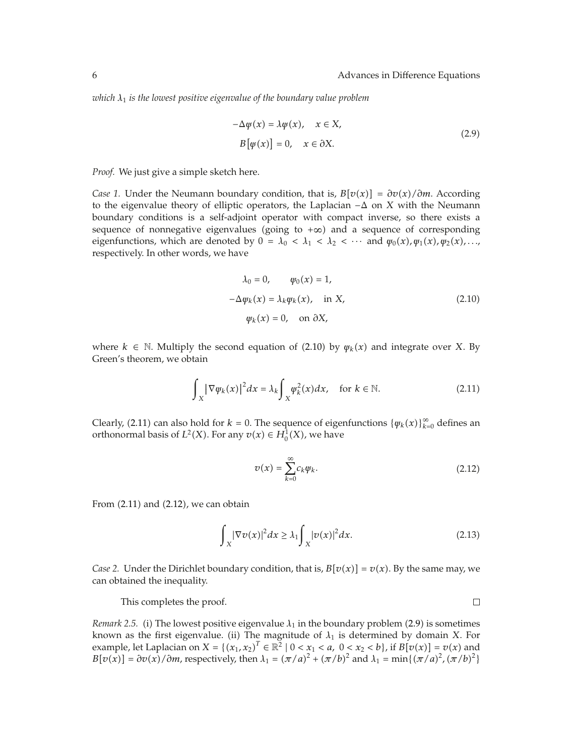*which* $\lambda_1$ *is the lowest positive eigenvalue of the boundary value problem*

$$
\begin{aligned}
-\Delta\varphi(x) &= \lambda\varphi(x), \quad x \in X, \\
B[\varphi(x)] &= 0, \quad x \in \partial X.
\end{aligned}
\tag{2.9}
$$

*Proof.* We just give a simple sketch here.

*Case 1.* Under the Neumann boundary condition, that is, $B[v(x)] = \partial v(x)/\partial m$. According to the eigenvalue theory of elliptic operators, the Laplacian $-\Delta$ on $X$ with the Neumann boundary conditions is a self-adjoint operator with compact inverse, so there exists a sequence of nonnegative eigenvalues (going to $+\infty$) and a sequence of corresponding eigenfunctions, which are denoted by $0 = \lambda_0 < \lambda_1 < \lambda_2 < \cdots$ and $\varphi_0(x), \varphi_1(x), \varphi_2(x), \ldots$, respectively. In other words, we have

$$
\begin{aligned}
\lambda_0 = 0, &\qquad \varphi_0(x) = 1, \\
-\Delta\varphi_k(x) &= \lambda_k\varphi_k(x), \quad \text{in } X, \\
\varphi_k(x) &= 0, \quad \text{on } \partial X,
\end{aligned}
\tag{2.10}
$$

where $k \in \mathbb{N}$. Multiply the second equation of (2.10) by $\varphi_k(x)$ and integrate over $X$. By Green's theorem, we obtain

$$
\int_X \left|\nabla\varphi_k(x)\right|^2 dx = \lambda_k \int_X \varphi_k^2(x)dx, \quad \text{for } k \in \mathbb{N}.
\tag{2.11}
$$

Clearly, (2.11) can also hold for $k = 0$. The sequence of eigenfunctions $\{\varphi_k(x)\}_{k=0}^{\infty}$ defines an orthonormal basis of $L^2(X)$. For any $v(x) \in H_0^1(X)$, we have

$$
v(x) = \sum_{k=0}^{\infty} c_k \varphi_k.
\tag{2.12}
$$

From (2.11) and (2.12), we can obtain

$$
\int_X |\nabla v(x)|^2 dx \geq \lambda_1 \int_X |v(x)|^2 dx.
\tag{2.13}
$$

*Case 2.* Under the Dirichlet boundary condition, that is, $B[v(x)] = v(x)$. By the same may, we can obtained the inequality.

This completes the proof. $\square$

*Remark 2.5.* (i) The lowest positive eigenvalue $\lambda_1$ in the boundary problem (2.9) is sometimes known as the first eigenvalue. (ii) The magnitude of $\lambda_1$ is determined by domain $X$. For example, let Laplacian on $X = \{(x_1, x_2)^T \in \mathbb{R}^2 \mid 0 < x_1 < a, \ 0 < x_2 < b\}$, if $B[v(x)] = v(x)$ and $B[v(x)] = \partial v(x)/\partial m$, respectively, then $\lambda_1 = (\pi/a)^2 + (\pi/b)^2$ and $\lambda_1 = \min\{(\pi/a)^2, (\pi/b)^2\}$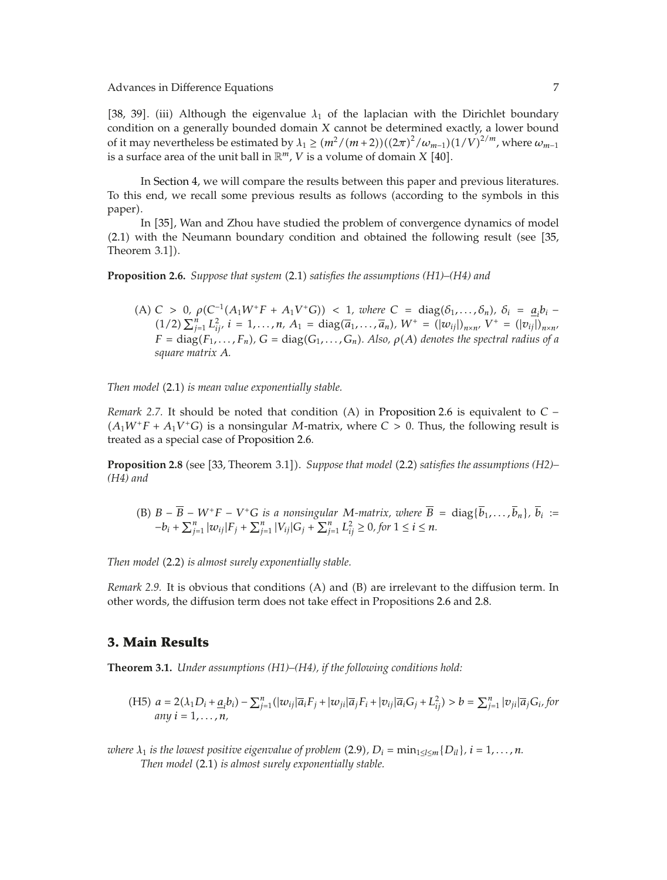[38, 39]. (iii) Although the eigenvalue $\lambda_1$ of the laplacian with the Dirichlet boundary condition on a generally bounded domain $X$ cannot be determined exactly, a lower bound of it may nevertheless be estimated by $\lambda_1 \geq (m^2/(m+2))((2\pi)^2/\omega_{m-1})(1/V)^{2/m}$, where $\omega_{m-1}$ is a surface area of the unit ball in $\mathbb{R}^m$, $V$ is a volume of domain $X$ [40].

In Section 4, we will compare the results between this paper and previous literatures. To this end, we recall some previous results as follows (according to the symbols in this paper).

In [35], Wan and Zhou have studied the problem of convergence dynamics of model (2.1) with the Neumann boundary condition and obtained the following result (see [35, Theorem 3.1]).

**Proposition 2.6.** *Suppose that system* (2.1) *satisfies the assumptions (H1)–(H4) and*

(A) $C > 0$, $\rho(C^{-1}(A_1W^+F + A_1V^+G)) < 1$, *where* $C = \operatorname{diag}(\delta_1, \ldots, \delta_n)$, $\delta_i = \underline{a}_i b_i - (1/2)\sum_{j=1}^n L_{ij}^2$, $i = 1, \ldots, n$, $A_1 = \operatorname{diag}(\overline{a}_1, \ldots, \overline{a}_n)$, $W^+ = (|w_{ij}|)_{n\times n}$, $V^+ = (|v_{ij}|)_{n\times n}$, $F = \operatorname{diag}(F_1, \ldots, F_n)$, $G = \operatorname{diag}(G_1, \ldots, G_n)$. *Also,* $\rho(A)$ *denotes the spectral radius of a square matrix* $A$.

*Then model* (2.1) *is mean value exponentially stable.*

*Remark 2.7.* It should be noted that condition (A) in Proposition 2.6 is equivalent to $C - (A_1W^+F + A_1V^+G)$ is a nonsingular $M$-matrix, where $C > 0$. Thus, the following result is treated as a special case of Proposition 2.6.

**Proposition 2.8** (see [33, Theorem 3.1]). *Suppose that model* (2.2) *satisfies the assumptions (H2)–(H4) and*

(B) $B - \overline{B} - W^+F - V^+G$ *is a nonsingular M-matrix, where* $\overline{B} = \operatorname{diag}\{\overline{b}_1, \ldots, \overline{b}_n\}$, $\overline{b}_i := -b_i + \sum_{j=1}^n |w_{ij}|F_j + \sum_{j=1}^n |V_{ij}|G_j + \sum_{j=1}^n L_{ij}^2 \geq 0$, *for* $1 \leq i \leq n$.

*Then model* (2.2) *is almost surely exponentially stable.*

*Remark 2.9.* It is obvious that conditions (A) and (B) are irrelevant to the diffusion term. In other words, the diffusion term does not take effect in Propositions 2.6 and 2.8.

## 3. Main Results

**Theorem 3.1.** *Under assumptions (H1)–(H4), if the following conditions hold:*

(H5) $a = 2(\lambda_1 D_i + \underline{a}_i b_i) - \sum_{j=1}^n (|w_{ij}|\overline{a}_i F_j + |w_{ji}|\overline{a}_j F_i + |v_{ij}|\overline{a}_i G_j + L_{ij}^2) > b = \sum_{j=1}^n |v_{ji}|\overline{a}_j G_i$, *for any* $i = 1, \ldots, n$,

*where* $\lambda_1$ *is the lowest positive eigenvalue of problem* (2.9), $D_i = \min_{1\leq l\leq m}\{D_{il}\}$, $i = 1, \ldots, n$.

*Then model* (2.1) *is almost surely exponentially stable.*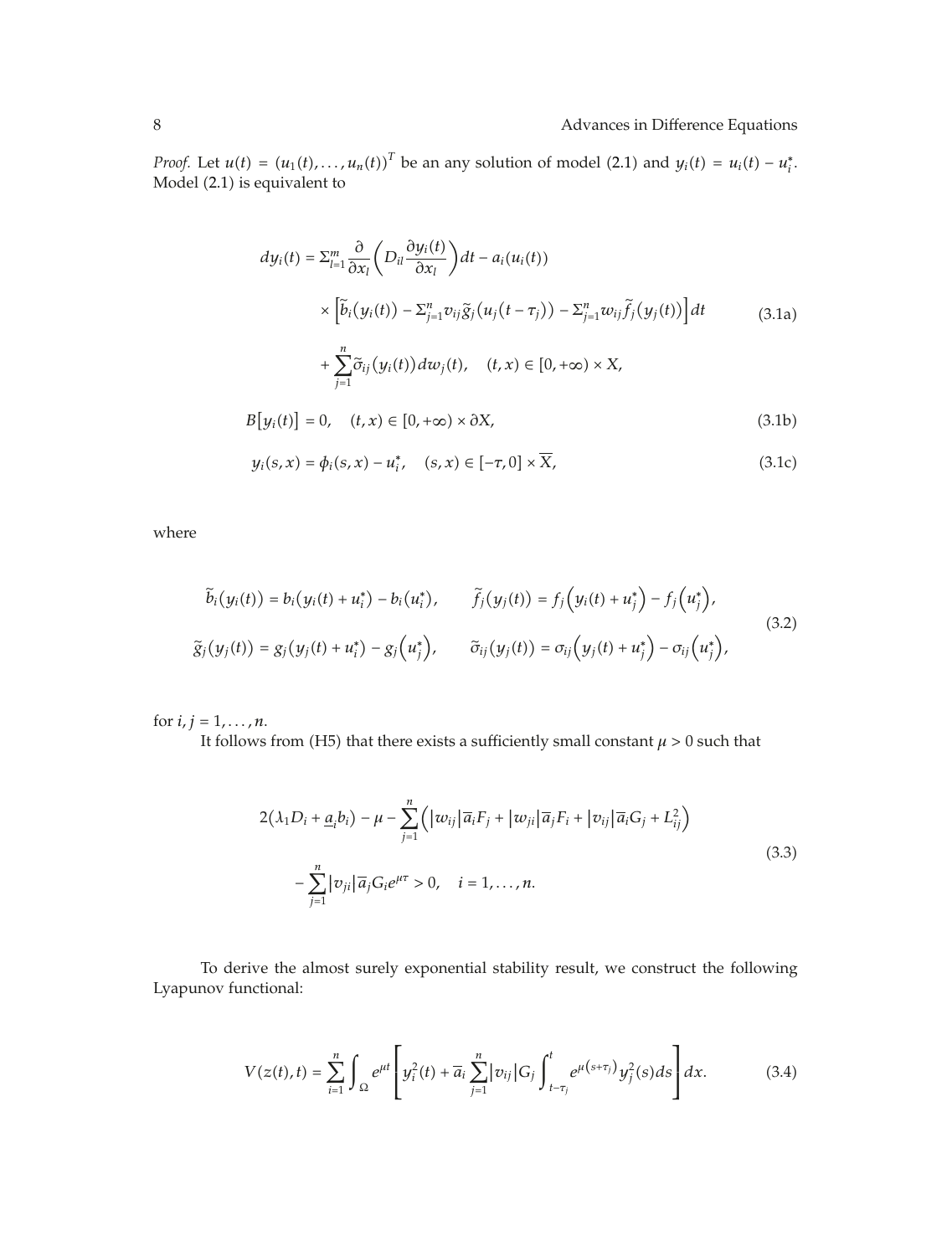*Proof.* Let $u(t) = (u_1(t), \ldots, u_n(t))^T$ be an any solution of model (2.1) and $y_i(t) = u_i(t) - u_i^*$. Model (2.1) is equivalent to

$$
\begin{aligned}
dy_i(t) &= \Sigma_{l=1}^{m} \frac{\partial}{\partial x_l}\left(D_{il}\frac{\partial y_i(t)}{\partial x_l}\right)dt - a_i(u_i(t)) \\
&\quad \times \left[\widetilde{b}_i(y_i(t)) - \Sigma_{j=1}^{n} v_{ij}\widetilde{g}_j(u_j(t-\tau_j)) - \Sigma_{j=1}^{n} w_{ij}\widetilde{f}_j(y_j(t))\right]dt \\
&\quad + \sum_{j=1}^{n}\widetilde{\sigma}_{ij}(y_i(t))dw_j(t), \quad (t,x) \in [0,+\infty) \times X,
\end{aligned}
\tag{3.1a}
$$

$$
B[y_i(t)] = 0, \quad (t,x) \in [0,+\infty) \times \partial X, \tag{3.1b}
$$

$$
y_i(s,x) = \phi_i(s,x) - u_i^*, \quad (s,x) \in [-\tau, 0] \times \overline{X}, \tag{3.1c}
$$

where

$$
\begin{gathered}
\widetilde{b}_i(y_i(t)) = b_i(y_i(t) + u_i^*) - b_i(u_i^*), \qquad \widetilde{f}_j(y_j(t)) = f_j\left(y_i(t) + u_j^*\right) - f_j\left(u_j^*\right), \\
\widetilde{g}_j(y_j(t)) = g_j(y_j(t) + u_i^*) - g_j\left(u_j^*\right), \qquad \widetilde{\sigma}_{ij}(y_j(t)) = \sigma_{ij}\left(y_j(t) + u_j^*\right) - \sigma_{ij}\left(u_j^*\right),
\end{gathered}
\tag{3.2}
$$

for $i, j = 1, \ldots, n$.

It follows from (H5) that there exists a sufficiently small constant $\mu > 0$ such that

$$
\begin{aligned}
&2\left(\lambda_1 D_i + \underline{a}_i b_i\right) - \mu - \sum_{j=1}^{n}\left(|w_{ij}|\overline{a}_i F_j + |w_{ji}|\overline{a}_j F_i + |v_{ij}|\overline{a}_i G_j + L_{ij}^2\right) \\
&\quad - \sum_{j=1}^{n}|v_{ji}|\overline{a}_j G_i e^{\mu\tau} > 0, \quad i = 1, \ldots, n.
\end{aligned}
\tag{3.3}
$$

To derive the almost surely exponential stability result, we construct the following Lyapunov functional:

$$
V(z(t), t) = \sum_{i=1}^{n}\int_{\Omega} e^{\mu t}\left[y_i^2(t) + \overline{a}_i\sum_{j=1}^{n}|v_{ij}|G_j\int_{t-\tau_j}^{t} e^{\mu(s+\tau_j)}y_j^2(s)ds\right]dx. \tag{3.4}
$$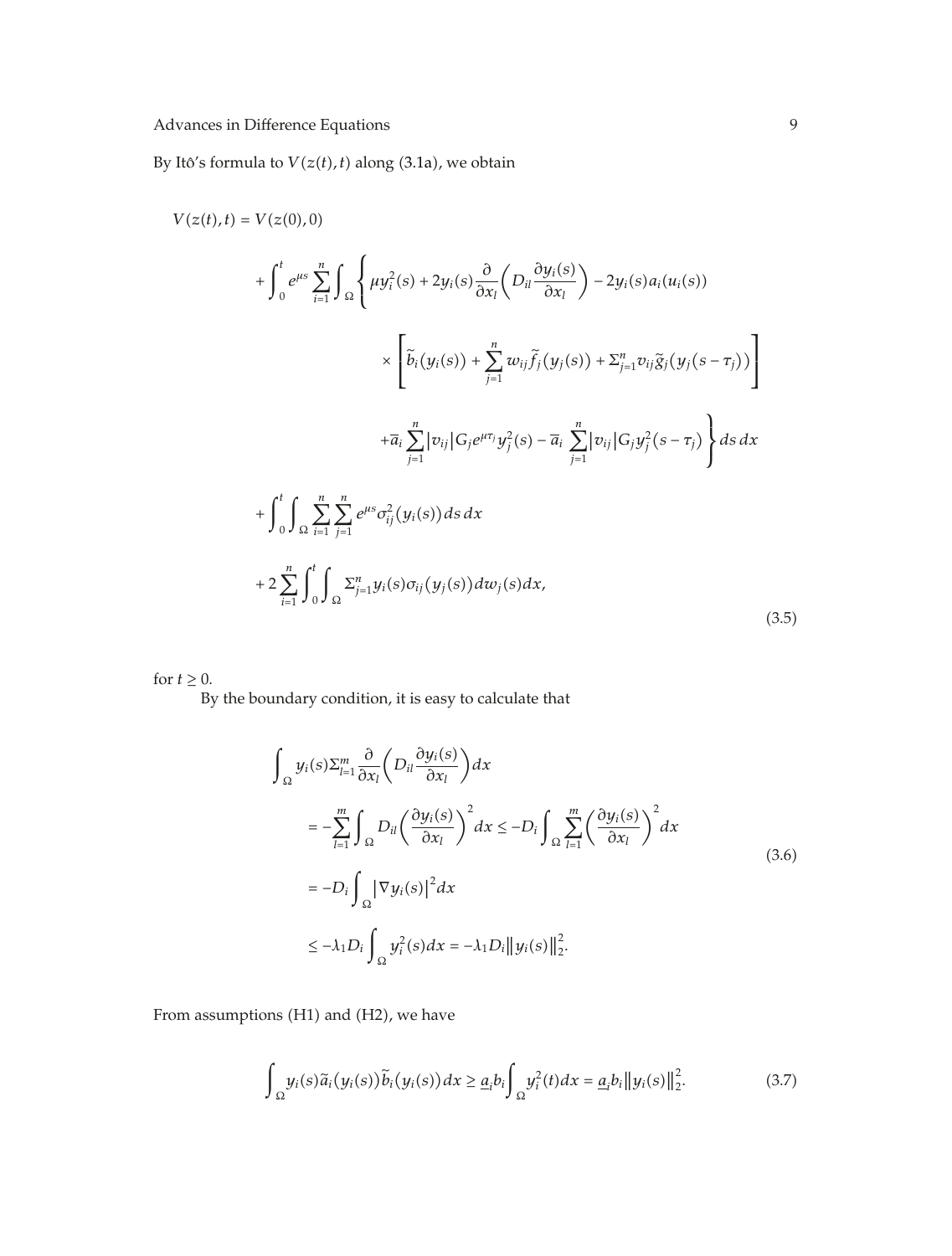By Itô's formula to $V(z(t), t)$ along (3.1a), we obtain

$$
\begin{aligned}
V(z(t),t) &= V(z(0),0) \\
&\quad + \int_0^t e^{\mu s} \sum_{i=1}^n \int_\Omega \Bigg\{ \mu y_i^2(s) + 2y_i(s) \frac{\partial}{\partial x_l}\left( D_{il} \frac{\partial y_i(s)}{\partial x_l} \right) - 2y_i(s) a_i(u_i(s)) \\
&\qquad \times \left[ \widetilde{b}_i(y_i(s)) + \sum_{j=1}^n w_{ij} \widetilde{f}_j(y_j(s)) + \Sigma_{j=1}^n v_{ij} \widetilde{g}_j(y_j(s-\tau_j)) \right] \\
&\qquad + \overline{a}_i \sum_{j=1}^n |v_{ij}| G_j e^{\mu \tau_j} y_j^2(s) - \overline{a}_i \sum_{j=1}^n |v_{ij}| G_j y_j^2(s-\tau_j) \Bigg\} ds\, dx \\
&\quad + \int_0^t \int_\Omega \sum_{i=1}^n \sum_{j=1}^n e^{\mu s} \sigma_{ij}^2(y_i(s)) ds\, dx \\
&\quad + 2 \sum_{i=1}^n \int_0^t \int_\Omega \Sigma_{j=1}^n y_i(s) \sigma_{ij}(y_j(s)) dw_j(s) dx,
\end{aligned} \tag{3.5}
$$

for $t \geq 0$.

By the boundary condition, it is easy to calculate that

$$
\begin{aligned}
&\int_\Omega y_i(s) \Sigma_{l=1}^m \frac{\partial}{\partial x_l}\left( D_{il} \frac{\partial y_i(s)}{\partial x_l} \right) dx \\
&\quad = -\sum_{l=1}^m \int_\Omega D_{il} \left( \frac{\partial y_i(s)}{\partial x_l} \right)^2 dx \leq -D_i \int_\Omega \sum_{l=1}^m \left( \frac{\partial y_i(s)}{\partial x_l} \right)^2 dx \\
&\quad = -D_i \int_\Omega \left| \nabla y_i(s) \right|^2 dx \\
&\quad \leq -\lambda_1 D_i \int_\Omega y_i^2(s) dx = -\lambda_1 D_i \left\| y_i(s) \right\|_2^2.
\end{aligned} \tag{3.6}
$$

From assumptions (H1) and (H2), we have

$$
\int_\Omega y_i(s) \widetilde{a}_i(y_i(s)) \widetilde{b}_i(y_i(s)) dx \geq \underline{a}_i b_i \int_\Omega y_i^2(t) dx = \underline{a}_i b_i \left\| y_i(s) \right\|_2^2. \tag{3.7}
$$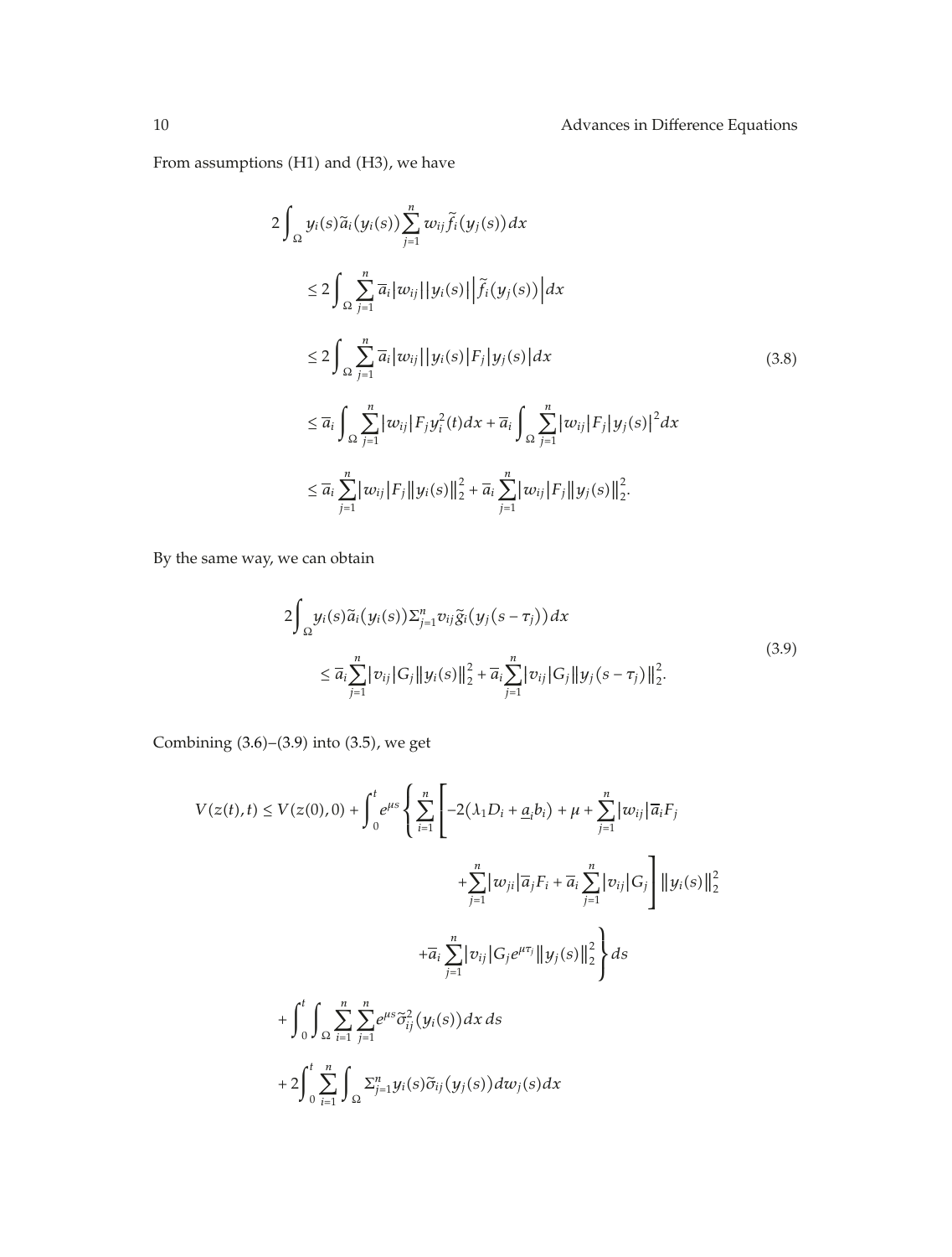From assumptions (H1) and (H3), we have

$$
\begin{aligned}
2\int_{\Omega} y_i(s)\tilde{a}_i(y_i(s))\sum_{j=1}^{n} w_{ij}\tilde{f}_i(y_j(s))\,dx
&\leq 2\int_{\Omega}\sum_{j=1}^{n}\overline{a}_i|w_{ij}||y_i(s)|\left|\tilde{f}_i(y_j(s))\right|dx \\
&\leq 2\int_{\Omega}\sum_{j=1}^{n}\overline{a}_i|w_{ij}||y_i(s)|F_j|y_j(s)|dx \\
&\leq \overline{a}_i\int_{\Omega}\sum_{j=1}^{n}|w_{ij}|F_j y_i^2(t)dx + \overline{a}_i\int_{\Omega}\sum_{j=1}^{n}|w_{ij}|F_j|y_j(s)|^2dx \\
&\leq \overline{a}_i\sum_{j=1}^{n}|w_{ij}|F_j\|y_i(s)\|_2^2 + \overline{a}_i\sum_{j=1}^{n}|w_{ij}|F_j\|y_j(s)\|_2^2.
\end{aligned}
\tag{3.8}
$$

By the same way, we can obtain

$$
\begin{aligned}
&2\int_{\Omega} y_i(s)\tilde{a}_i(y_i(s))\Sigma_{j=1}^{n} v_{ij}\tilde{g}_i(y_j(s-\tau_j))\,dx \\
&\quad\leq \overline{a}_i\sum_{j=1}^{n}|v_{ij}|G_j\|y_i(s)\|_2^2 + \overline{a}_i\sum_{j=1}^{n}|v_{ij}|G_j\|y_j(s-\tau_j)\|_2^2.
\end{aligned}
\tag{3.9}
$$

Combining (3.6)–(3.9) into (3.5), we get

$$
\begin{aligned}
V(z(t),t) \leq V(z(0),0) &+ \int_0^t e^{\mu s}\Bigg\{\sum_{i=1}^{n}\Bigg[-2(\lambda_1 D_i + \underline{a}_i b_i) + \mu + \sum_{j=1}^{n}|w_{ij}|\overline{a}_i F_j \\
&\qquad + \sum_{j=1}^{n}|w_{ji}|\overline{a}_j F_i + \overline{a}_i\sum_{j=1}^{n}|v_{ij}|G_j\Bigg]\|y_i(s)\|_2^2 \\
&\qquad + \overline{a}_i\sum_{j=1}^{n}|v_{ij}|G_j e^{\mu\tau_j}\|y_j(s)\|_2^2\Bigg\}ds \\
&+ \int_0^t\int_{\Omega}\sum_{i=1}^{n}\sum_{j=1}^{n}e^{\mu s}\tilde{\sigma}_{ij}^2(y_i(s))\,dx\,ds \\
&+ 2\int_0^t\sum_{i=1}^{n}\int_{\Omega}\Sigma_{j=1}^{n} y_i(s)\tilde{\sigma}_{ij}(y_j(s))\,dw_j(s)\,dx
\end{aligned}
$$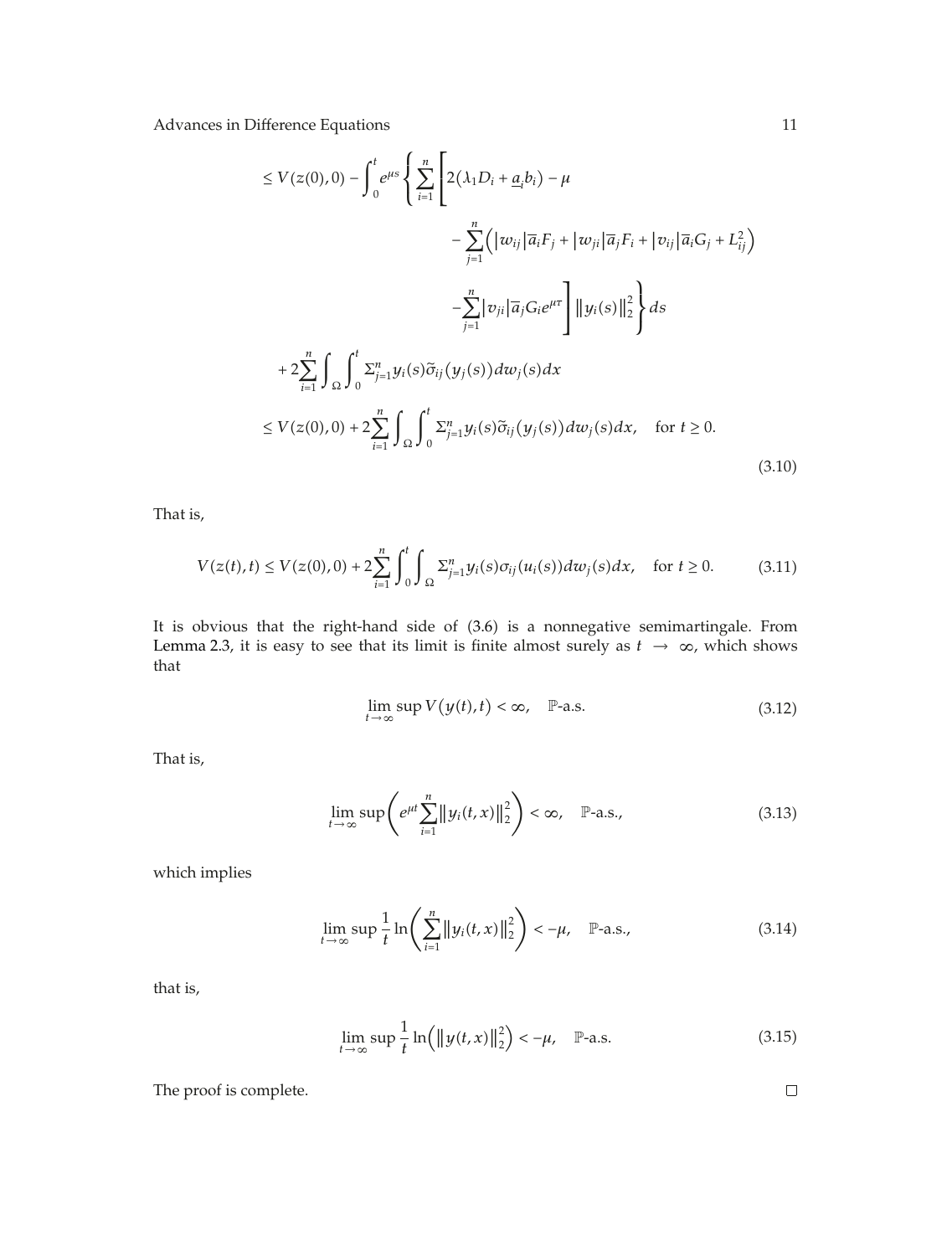$$
\begin{aligned}
&\leq V(z(0),0) - \int_0^t e^{\mu s} \Bigg\{ \sum_{i=1}^n \Bigg[ 2\left(\lambda_1 D_i + \underline{a}_i b_i\right) - \mu \\
&\qquad\qquad - \sum_{j=1}^n \left( |w_{ij}| \overline{a}_i F_j + |w_{ji}| \overline{a}_j F_i + |v_{ij}| \overline{a}_i G_j + L_{ij}^2 \right) \\
&\qquad\qquad - \sum_{j=1}^n |v_{ji}| \overline{a}_j G_i e^{\mu \tau} \Bigg] \left\| y_i(s) \right\|_2^2 \Bigg\} ds \\
&\quad + 2\sum_{i=1}^n \int_\Omega \int_0^t \Sigma_{j=1}^n y_i(s) \widetilde{\sigma}_{ij}\left(y_j(s)\right) dw_j(s) dx \\
&\leq V(z(0),0) + 2\sum_{i=1}^n \int_\Omega \int_0^t \Sigma_{j=1}^n y_i(s) \widetilde{\sigma}_{ij}\left(y_j(s)\right) dw_j(s) dx, \quad \text{for } t \geq 0.
\end{aligned}
\tag{3.10}
$$

That is,

$$
V(z(t),t) \leq V(z(0),0) + 2\sum_{i=1}^n \int_0^t \int_\Omega \Sigma_{j=1}^n y_i(s) \sigma_{ij}(u_i(s)) dw_j(s) dx, \quad \text{for } t \geq 0. \tag{3.11}
$$

It is obvious that the right-hand side of (3.6) is a nonnegative semimartingale. From Lemma 2.3, it is easy to see that its limit is finite almost surely as $t \to \infty$, which shows that

$$
\limsup_{t \to \infty} V\left(y(t),t\right) < \infty, \quad \mathbb{P}\text{-a.s.} \tag{3.12}
$$

That is,

$$
\limsup_{t \to \infty} \left( e^{\mu t} \sum_{i=1}^n \left\| y_i(t,x) \right\|_2^2 \right) < \infty, \quad \mathbb{P}\text{-a.s.}, \tag{3.13}
$$

which implies

$$
\limsup_{t \to \infty} \frac{1}{t} \ln\left( \sum_{i=1}^n \left\| y_i(t,x) \right\|_2^2 \right) < -\mu, \quad \mathbb{P}\text{-a.s.}, \tag{3.14}
$$

that is,

$$
\limsup_{t \to \infty} \frac{1}{t} \ln\left( \left\| y(t,x) \right\|_2^2 \right) < -\mu, \quad \mathbb{P}\text{-a.s.} \tag{3.15}
$$

The proof is complete. □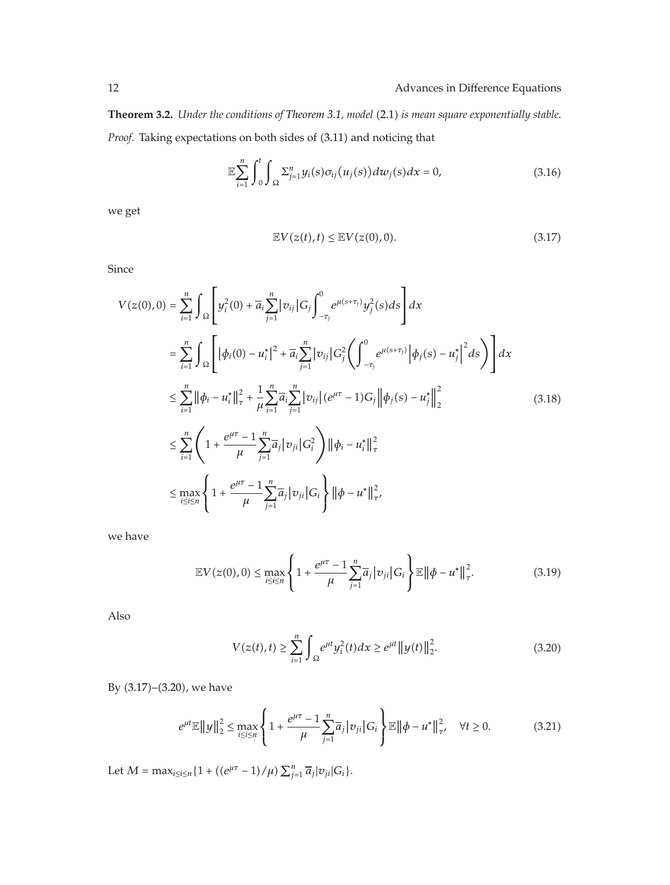**Theorem 3.2.** *Under the conditions of Theorem 3.1, model* (2.1) *is mean square exponentially stable.*

*Proof.* Taking expectations on both sides of (3.11) and noticing that

$$\mathbb{E}\sum_{i=1}^{n}\int_{0}^{t}\int_{\Omega}\Sigma_{j=1}^{n}y_i(s)\sigma_{ij}(u_j(s))dw_j(s)dx = 0, \tag{3.16}$$

we get

$$\mathbb{E}V(z(t),t) \leq \mathbb{E}V(z(0),0). \tag{3.17}$$

Since

$$\begin{aligned}
V(z(0),0) &= \sum_{i=1}^{n}\int_{\Omega}\left[y_i^2(0) + \overline{a}_i\sum_{j=1}^{n}|v_{ij}|G_j\int_{-\tau_j}^{0}e^{\mu(s+\tau_j)}y_j^2(s)ds\right]dx \\
&= \sum_{i=1}^{n}\int_{\Omega}\left[|\phi_i(0) - u_i^*|^2 + \overline{a}_i\sum_{j=1}^{n}|v_{ij}|G_j^2\left(\int_{-\tau_j}^{0}e^{\mu(s+\tau_j)}\left|\phi_j(s) - u_j^*\right|^2 ds\right)\right]dx \\
&\leq \sum_{i=1}^{n}\|\phi_i - u_i^*\|_{\tau}^2 + \frac{1}{\mu}\sum_{i=1}^{n}\overline{a}_i\sum_{j=1}^{n}|v_{ij}|(e^{\mu\tau}-1)G_j\left\|\phi_j(s) - u_j^*\right\|_2^2 \\
&\leq \sum_{i=1}^{n}\left(1 + \frac{e^{\mu\tau}-1}{\mu}\sum_{j=1}^{n}\overline{a}_j|v_{ji}|G_i^2\right)\|\phi_i - u_i^*\|_{\tau}^2 \\
&\leq \max_{i\leq i\leq n}\left\{1 + \frac{e^{\mu\tau}-1}{\mu}\sum_{j=1}^{n}\overline{a}_j|v_{ji}|G_i\right\}\|\phi - u^*\|_{\tau}^2,
\end{aligned} \tag{3.18}$$

we have

$$\mathbb{E}V(z(0),0) \leq \max_{i\leq i\leq n}\left\{1 + \frac{e^{\mu\tau}-1}{\mu}\sum_{j=1}^{n}\overline{a}_j|v_{ji}|G_i\right\}\mathbb{E}\|\phi - u^*\|_{\tau}^2. \tag{3.19}$$

Also

$$V(z(t),t) \geq \sum_{i=1}^{n}\int_{\Omega}e^{\mu t}y_i^2(t)dx \geq e^{\mu t}\|y(t)\|_2^2. \tag{3.20}$$

By (3.17)–(3.20), we have

$$e^{\mu t}\mathbb{E}\|y\|_2^2 \leq \max_{i\leq i\leq n}\left\{1 + \frac{e^{\mu\tau}-1}{\mu}\sum_{j=1}^{n}\overline{a}_j|v_{ji}|G_i\right\}\mathbb{E}\|\phi - u^*\|_{\tau}^2, \quad \forall t \geq 0. \tag{3.21}$$

Let $M = \max_{i\leq i\leq n}\{1 + ((e^{\mu\tau}-1)/\mu)\sum_{j=1}^{n}\overline{a}_j|v_{ji}|G_i\}$.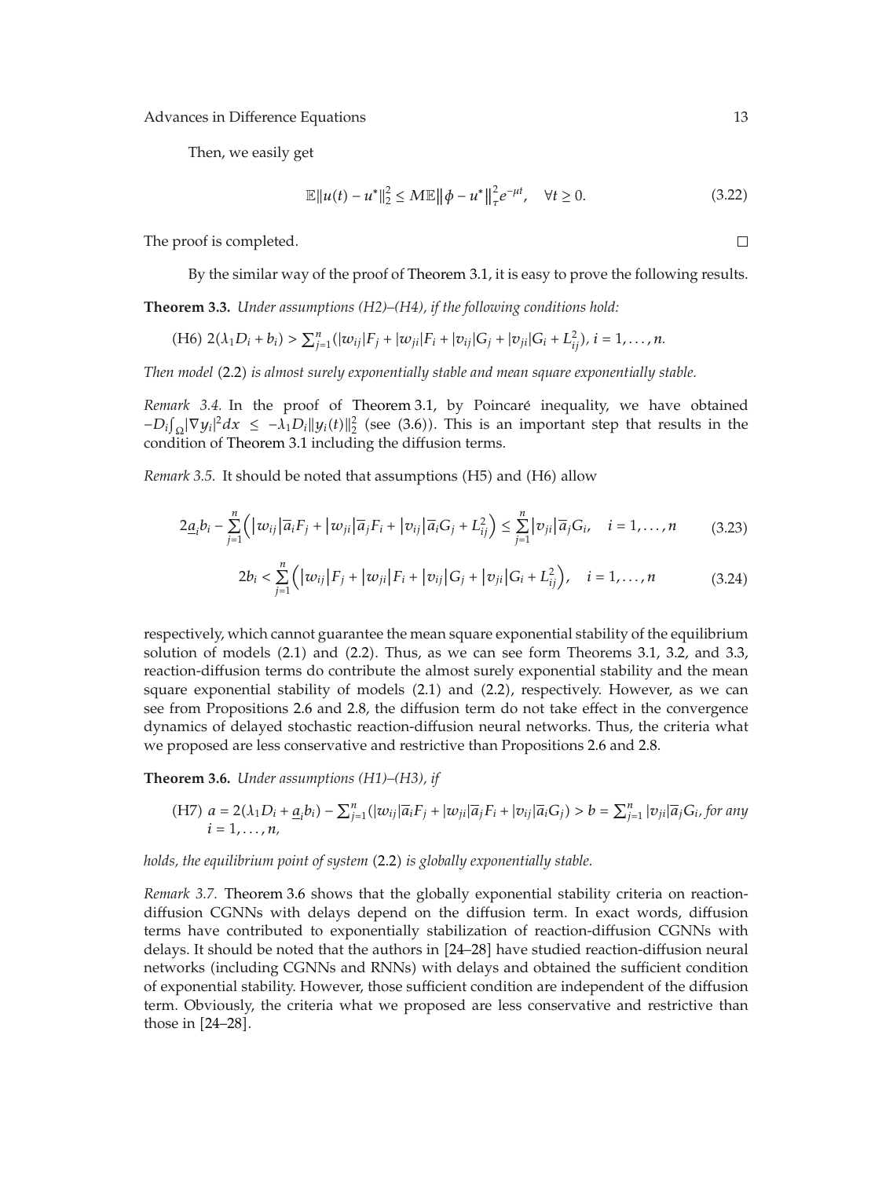Then, we easily get

$$\mathbb{E}\|u(t) - u^*\|_2^2 \leq M\mathbb{E}\|\phi - u^*\|_\tau^2 e^{-\mu t}, \quad \forall t \geq 0. \tag{3.22}$$

The proof is completed. $\square$

By the similar way of the proof of Theorem 3.1, it is easy to prove the following results.

**Theorem 3.3.** *Under assumptions (H2)–(H4), if the following conditions hold:*

(H6) $2(\lambda_1 D_i + b_i) > \sum_{j=1}^{n}(|w_{ij}|F_j + |w_{ji}|F_i + |v_{ij}|G_j + |v_{ji}|G_i + L_{ij}^2)$, $i = 1, \ldots, n$.

*Then model* (2.2) *is almost surely exponentially stable and mean square exponentially stable.*

*Remark 3.4.* In the proof of Theorem 3.1, by Poincaré inequality, we have obtained $-D_i\int_\Omega |\nabla y_i|^2 dx \leq -\lambda_1 D_i \|y_i(t)\|_2^2$ (see (3.6)). This is an important step that results in the condition of Theorem 3.1 including the diffusion terms.

*Remark 3.5.* It should be noted that assumptions (H5) and (H6) allow

$$2\underline{a}_i b_i - \sum_{j=1}^{n}\left(|w_{ij}|\overline{a}_i F_j + |w_{ji}|\overline{a}_j F_i + |v_{ij}|\overline{a}_i G_j + L_{ij}^2\right) \leq \sum_{j=1}^{n}|v_{ji}|\overline{a}_j G_i, \quad i = 1, \ldots, n \tag{3.23}$$

$$2b_i < \sum_{j=1}^{n}\left(|w_{ij}|F_j + |w_{ji}|F_i + |v_{ij}|G_j + |v_{ji}|G_i + L_{ij}^2\right), \quad i = 1, \ldots, n \tag{3.24}$$

respectively, which cannot guarantee the mean square exponential stability of the equilibrium solution of models (2.1) and (2.2). Thus, as we can see form Theorems 3.1, 3.2, and 3.3, reaction-diffusion terms do contribute the almost surely exponential stability and the mean square exponential stability of models (2.1) and (2.2), respectively. However, as we can see from Propositions 2.6 and 2.8, the diffusion term do not take effect in the convergence dynamics of delayed stochastic reaction-diffusion neural networks. Thus, the criteria what we proposed are less conservative and restrictive than Propositions 2.6 and 2.8.

**Theorem 3.6.** *Under assumptions (H1)–(H3), if*

(H7) $a = 2(\lambda_1 D_i + \underline{a}_i b_i) - \sum_{j=1}^{n}(|w_{ij}|\overline{a}_i F_j + |w_{ji}|\overline{a}_j F_i + |v_{ij}|\overline{a}_i G_j) > b = \sum_{j=1}^{n}|v_{ji}|\overline{a}_j G_i$, *for any* $i = 1, \ldots, n$,

*holds, the equilibrium point of system* (2.2) *is globally exponentially stable.*

*Remark 3.7.* Theorem 3.6 shows that the globally exponential stability criteria on reaction-diffusion CGNNs with delays depend on the diffusion term. In exact words, diffusion terms have contributed to exponentially stabilization of reaction-diffusion CGNNs with delays. It should be noted that the authors in [24–28] have studied reaction-diffusion neural networks (including CGNNs and RNNs) with delays and obtained the sufficient condition of exponential stability. However, those sufficient condition are independent of the diffusion term. Obviously, the criteria what we proposed are less conservative and restrictive than those in [24–28].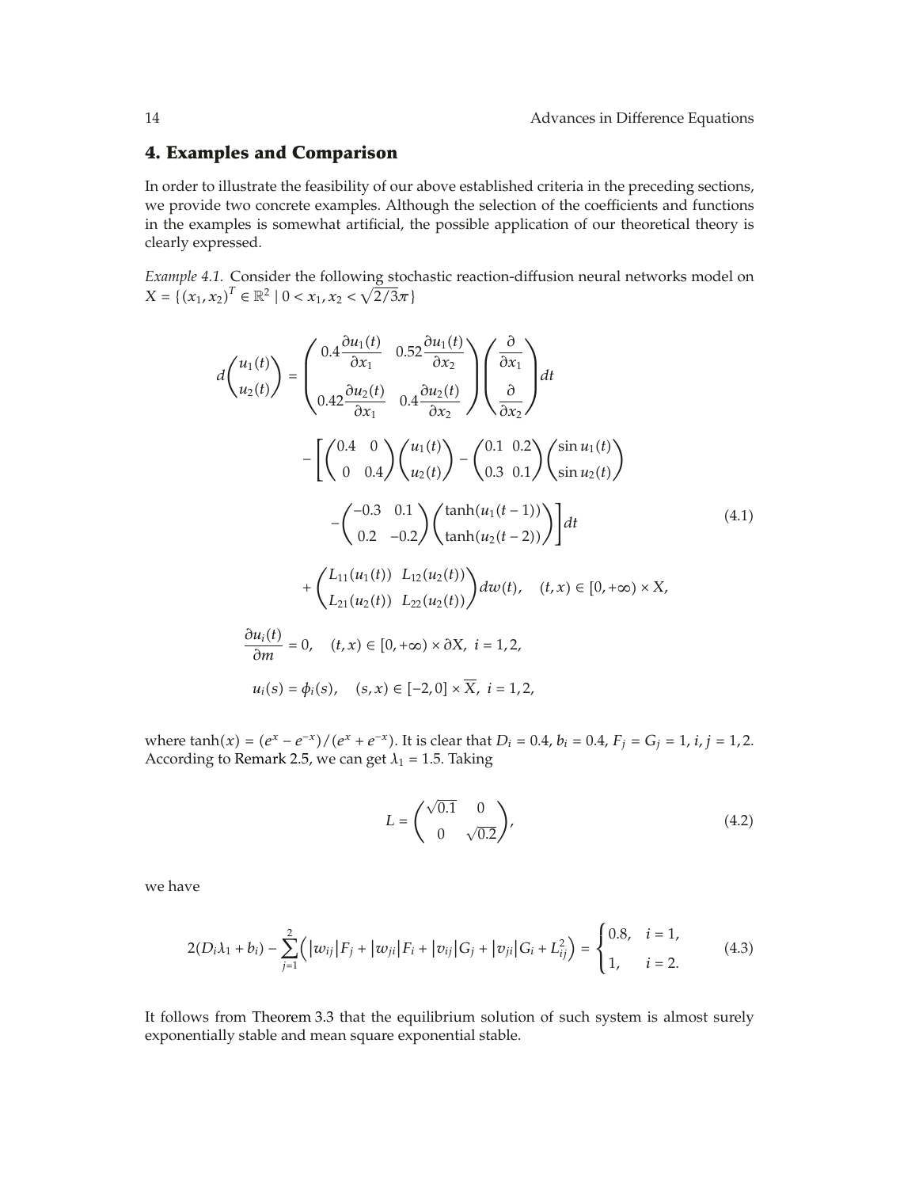## 4. Examples and Comparison

In order to illustrate the feasibility of our above established criteria in the preceding sections, we provide two concrete examples. Although the selection of the coefficients and functions in the examples is somewhat artificial, the possible application of our theoretical theory is clearly expressed.

*Example 4.1.* Consider the following stochastic reaction-diffusion neural networks model on $X = \{(x_1, x_2)^T \in \mathbb{R}^2 \mid 0 < x_1, x_2 < \sqrt{2/3}\pi\}$

$$
\begin{aligned}
d\begin{pmatrix} u_1(t) \\ u_2(t) \end{pmatrix} &= \begin{pmatrix} 0.4\dfrac{\partial u_1(t)}{\partial x_1} & 0.52\dfrac{\partial u_1(t)}{\partial x_2} \\ 0.42\dfrac{\partial u_2(t)}{\partial x_1} & 0.4\dfrac{\partial u_2(t)}{\partial x_2} \end{pmatrix} \begin{pmatrix} \dfrac{\partial}{\partial x_1} \\ \dfrac{\partial}{\partial x_2} \end{pmatrix} dt \\
&\quad - \left[ \begin{pmatrix} 0.4 & 0 \\ 0 & 0.4 \end{pmatrix} \begin{pmatrix} u_1(t) \\ u_2(t) \end{pmatrix} - \begin{pmatrix} 0.1 & 0.2 \\ 0.3 & 0.1 \end{pmatrix} \begin{pmatrix} \sin u_1(t) \\ \sin u_2(t) \end{pmatrix} \right. \\
&\quad \left. - \begin{pmatrix} -0.3 & 0.1 \\ 0.2 & -0.2 \end{pmatrix} \begin{pmatrix} \tanh(u_1(t-1)) \\ \tanh(u_2(t-2)) \end{pmatrix} \right] dt \\
&\quad + \begin{pmatrix} L_{11}(u_1(t)) & L_{12}(u_2(t)) \\ L_{21}(u_2(t)) & L_{22}(u_2(t)) \end{pmatrix} dw(t), \quad (t, x) \in [0, +\infty) \times X, \\
\frac{\partial u_i(t)}{\partial m} &= 0, \quad (t, x) \in [0, +\infty) \times \partial X, \; i = 1, 2, \\
u_i(s) &= \phi_i(s), \quad (s, x) \in [-2, 0] \times \overline{X}, \; i = 1, 2,
\end{aligned}
\tag{4.1}
$$

where $\tanh(x) = (e^x - e^{-x})/(e^x + e^{-x})$. It is clear that $D_i = 0.4$, $b_i = 0.4$, $F_j = G_j = 1$, $i, j = 1, 2$. According to Remark 2.5, we can get $\lambda_1 = 1.5$. Taking

$$
L = \begin{pmatrix} \sqrt{0.1} & 0 \\ 0 & \sqrt{0.2} \end{pmatrix},
\tag{4.2}
$$

we have

$$
2(D_i \lambda_1 + b_i) - \sum_{j=1}^{2} \left( |w_{ij}| F_j + |w_{ji}| F_i + |v_{ij}| G_j + |v_{ji}| G_i + L_{ij}^2 \right) = \begin{cases} 0.8, & i = 1, \\ 1, & i = 2. \end{cases}
\tag{4.3}
$$

It follows from Theorem 3.3 that the equilibrium solution of such system is almost surely exponentially stable and mean square exponential stable.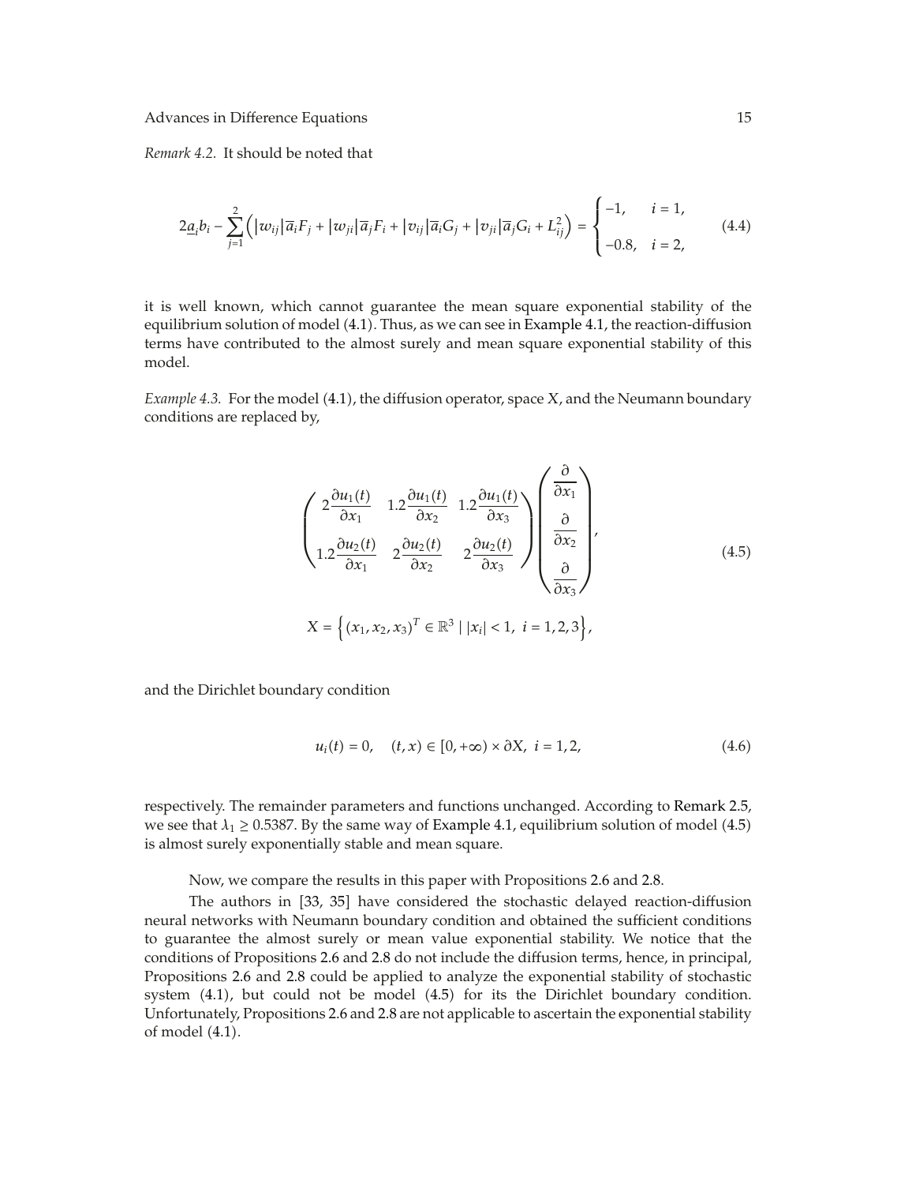*Remark 4.2.* It should be noted that

$$2\underline{a}_i b_i - \sum_{j=1}^{2}\left(|w_{ij}|\overline{a}_i F_j + |w_{ji}|\overline{a}_j F_i + |v_{ij}|\overline{a}_i G_j + |v_{ji}|\overline{a}_j G_i + L_{ij}^2\right) = \begin{cases} -1, & i = 1, \\ -0.8, & i = 2, \end{cases} \tag{4.4}$$

it is well known, which cannot guarantee the mean square exponential stability of the equilibrium solution of model (4.1). Thus, as we can see in Example 4.1, the reaction-diffusion terms have contributed to the almost surely and mean square exponential stability of this model.

*Example 4.3.* For the model (4.1), the diffusion operator, space $X$, and the Neumann boundary conditions are replaced by,

$$\begin{pmatrix} 2\dfrac{\partial u_1(t)}{\partial x_1} & 1.2\dfrac{\partial u_1(t)}{\partial x_2} & 1.2\dfrac{\partial u_1(t)}{\partial x_3} \\ 1.2\dfrac{\partial u_2(t)}{\partial x_1} & 2\dfrac{\partial u_2(t)}{\partial x_2} & 2\dfrac{\partial u_2(t)}{\partial x_3} \end{pmatrix} \begin{pmatrix} \dfrac{\partial}{\partial x_1} \\ \dfrac{\partial}{\partial x_2} \\ \dfrac{\partial}{\partial x_3} \end{pmatrix}, \tag{4.5}$$

$$X = \left\{(x_1, x_2, x_3)^T \in \mathbb{R}^3 \mid |x_i| < 1,\ i = 1, 2, 3\right\},$$

and the Dirichlet boundary condition

$$u_i(t) = 0, \quad (t, x) \in [0, +\infty) \times \partial X,\ i = 1, 2, \tag{4.6}$$

respectively. The remainder parameters and functions unchanged. According to Remark 2.5, we see that $\lambda_1 \geq 0.5387$. By the same way of Example 4.1, equilibrium solution of model (4.5) is almost surely exponentially stable and mean square.

Now, we compare the results in this paper with Propositions 2.6 and 2.8.

The authors in [33, 35] have considered the stochastic delayed reaction-diffusion neural networks with Neumann boundary condition and obtained the sufficient conditions to guarantee the almost surely or mean value exponential stability. We notice that the conditions of Propositions 2.6 and 2.8 do not include the diffusion terms, hence, in principal, Propositions 2.6 and 2.8 could be applied to analyze the exponential stability of stochastic system (4.1), but could not be model (4.5) for its the Dirichlet boundary condition. Unfortunately, Propositions 2.6 and 2.8 are not applicable to ascertain the exponential stability of model (4.1).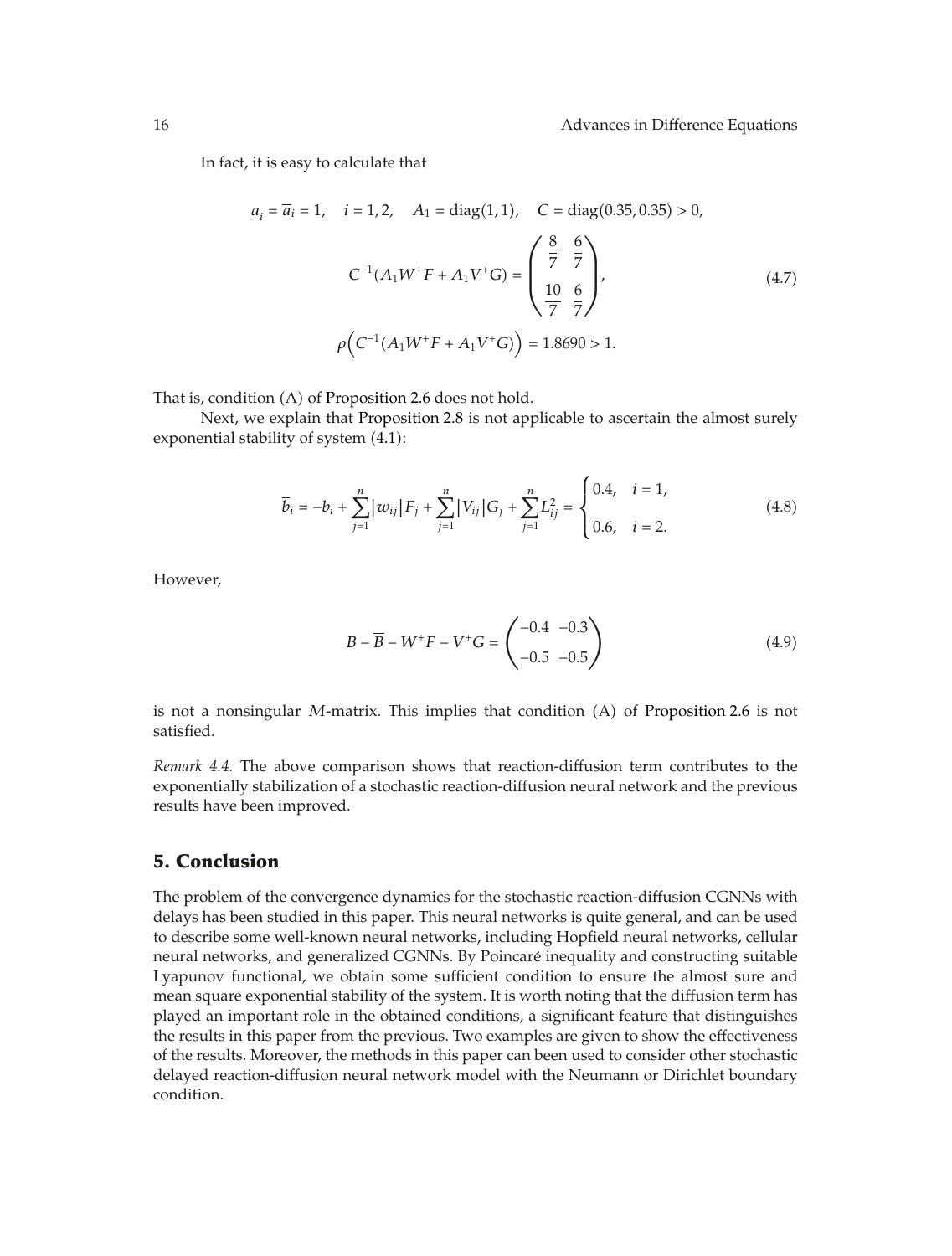In fact, it is easy to calculate that

$$\underline{a}_i = \overline{a}_i = 1, \quad i = 1, 2, \quad A_1 = \mathrm{diag}(1, 1), \quad C = \mathrm{diag}(0.35, 0.35) > 0,$$
$$C^{-1}(A_1 W^+ F + A_1 V^+ G) = \begin{pmatrix} \dfrac{8}{7} & \dfrac{6}{7} \\ \dfrac{10}{7} & \dfrac{6}{7} \end{pmatrix},$$
$$\rho\Big(C^{-1}(A_1 W^+ F + A_1 V^+ G)\Big) = 1.8690 > 1. \tag{4.7}$$

That is, condition (A) of Proposition 2.6 does not hold.

Next, we explain that Proposition 2.8 is not applicable to ascertain the almost surely exponential stability of system (4.1):

$$\overline{b}_i = -b_i + \sum_{j=1}^{n} |w_{ij}| F_j + \sum_{j=1}^{n} |V_{ij}| G_j + \sum_{j=1}^{n} L_{ij}^2 = \begin{cases} 0.4, & i = 1, \\ 0.6, & i = 2. \end{cases} \tag{4.8}$$

However,

$$B - \overline{B} - W^+ F - V^+ G = \begin{pmatrix} -0.4 & -0.3 \\ -0.5 & -0.5 \end{pmatrix} \tag{4.9}$$

is not a nonsingular $M$-matrix. This implies that condition (A) of Proposition 2.6 is not satisfied.

*Remark 4.4.* The above comparison shows that reaction-diffusion term contributes to the exponentially stabilization of a stochastic reaction-diffusion neural network and the previous results have been improved.

## 5. Conclusion

The problem of the convergence dynamics for the stochastic reaction-diffusion CGNNs with delays has been studied in this paper. This neural networks is quite general, and can be used to describe some well-known neural networks, including Hopfield neural networks, cellular neural networks, and generalized CGNNs. By Poincaré inequality and constructing suitable Lyapunov functional, we obtain some sufficient condition to ensure the almost sure and mean square exponential stability of the system. It is worth noting that the diffusion term has played an important role in the obtained conditions, a significant feature that distinguishes the results in this paper from the previous. Two examples are given to show the effectiveness of the results. Moreover, the methods in this paper can been used to consider other stochastic delayed reaction-diffusion neural network model with the Neumann or Dirichlet boundary condition.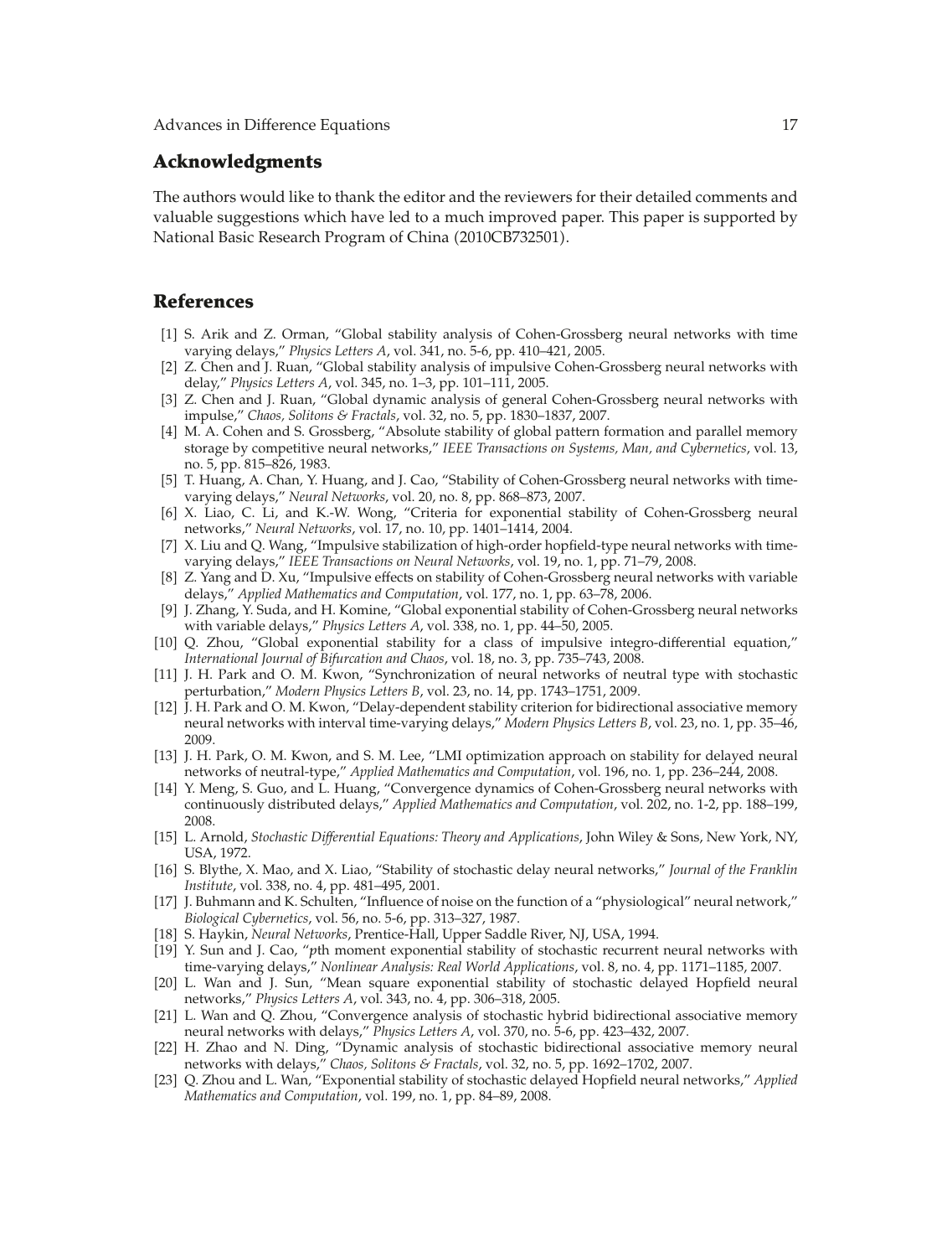## Acknowledgments

The authors would like to thank the editor and the reviewers for their detailed comments and valuable suggestions which have led to a much improved paper. This paper is supported by National Basic Research Program of China (2010CB732501).

## References

[1] S. Arik and Z. Orman, "Global stability analysis of Cohen-Grossberg neural networks with time varying delays," *Physics Letters A*, vol. 341, no. 5-6, pp. 410–421, 2005.

[2] Z. Chen and J. Ruan, "Global stability analysis of impulsive Cohen-Grossberg neural networks with delay," *Physics Letters A*, vol. 345, no. 1–3, pp. 101–111, 2005.

[3] Z. Chen and J. Ruan, "Global dynamic analysis of general Cohen-Grossberg neural networks with impulse," *Chaos, Solitons & Fractals*, vol. 32, no. 5, pp. 1830–1837, 2007.

[4] M. A. Cohen and S. Grossberg, "Absolute stability of global pattern formation and parallel memory storage by competitive neural networks," *IEEE Transactions on Systems, Man, and Cybernetics*, vol. 13, no. 5, pp. 815–826, 1983.

[5] T. Huang, A. Chan, Y. Huang, and J. Cao, "Stability of Cohen-Grossberg neural networks with time-varying delays," *Neural Networks*, vol. 20, no. 8, pp. 868–873, 2007.

[6] X. Liao, C. Li, and K.-W. Wong, "Criteria for exponential stability of Cohen-Grossberg neural networks," *Neural Networks*, vol. 17, no. 10, pp. 1401–1414, 2004.

[7] X. Liu and Q. Wang, "Impulsive stabilization of high-order hopfield-type neural networks with time-varying delays," *IEEE Transactions on Neural Networks*, vol. 19, no. 1, pp. 71–79, 2008.

[8] Z. Yang and D. Xu, "Impulsive effects on stability of Cohen-Grossberg neural networks with variable delays," *Applied Mathematics and Computation*, vol. 177, no. 1, pp. 63–78, 2006.

[9] J. Zhang, Y. Suda, and H. Komine, "Global exponential stability of Cohen-Grossberg neural networks with variable delays," *Physics Letters A*, vol. 338, no. 1, pp. 44–50, 2005.

[10] Q. Zhou, "Global exponential stability for a class of impulsive integro-differential equation," *International Journal of Bifurcation and Chaos*, vol. 18, no. 3, pp. 735–743, 2008.

[11] J. H. Park and O. M. Kwon, "Synchronization of neural networks of neutral type with stochastic perturbation," *Modern Physics Letters B*, vol. 23, no. 14, pp. 1743–1751, 2009.

[12] J. H. Park and O. M. Kwon, "Delay-dependent stability criterion for bidirectional associative memory neural networks with interval time-varying delays," *Modern Physics Letters B*, vol. 23, no. 1, pp. 35–46, 2009.

[13] J. H. Park, O. M. Kwon, and S. M. Lee, "LMI optimization approach on stability for delayed neural networks of neutral-type," *Applied Mathematics and Computation*, vol. 196, no. 1, pp. 236–244, 2008.

[14] Y. Meng, S. Guo, and L. Huang, "Convergence dynamics of Cohen-Grossberg neural networks with continuously distributed delays," *Applied Mathematics and Computation*, vol. 202, no. 1-2, pp. 188–199, 2008.

[15] L. Arnold, *Stochastic Differential Equations: Theory and Applications*, John Wiley & Sons, New York, NY, USA, 1972.

[16] S. Blythe, X. Mao, and X. Liao, "Stability of stochastic delay neural networks," *Journal of the Franklin Institute*, vol. 338, no. 4, pp. 481–495, 2001.

[17] J. Buhmann and K. Schulten, "Influence of noise on the function of a "physiological" neural network," *Biological Cybernetics*, vol. 56, no. 5-6, pp. 313–327, 1987.

[18] S. Haykin, *Neural Networks*, Prentice-Hall, Upper Saddle River, NJ, USA, 1994.

[19] Y. Sun and J. Cao, "$p$th moment exponential stability of stochastic recurrent neural networks with time-varying delays," *Nonlinear Analysis: Real World Applications*, vol. 8, no. 4, pp. 1171–1185, 2007.

[20] L. Wan and J. Sun, "Mean square exponential stability of stochastic delayed Hopfield neural networks," *Physics Letters A*, vol. 343, no. 4, pp. 306–318, 2005.

[21] L. Wan and Q. Zhou, "Convergence analysis of stochastic hybrid bidirectional associative memory neural networks with delays," *Physics Letters A*, vol. 370, no. 5-6, pp. 423–432, 2007.

[22] H. Zhao and N. Ding, "Dynamic analysis of stochastic bidirectional associative memory neural networks with delays," *Chaos, Solitons & Fractals*, vol. 32, no. 5, pp. 1692–1702, 2007.

[23] Q. Zhou and L. Wan, "Exponential stability of stochastic delayed Hopfield neural networks," *Applied Mathematics and Computation*, vol. 199, no. 1, pp. 84–89, 2008.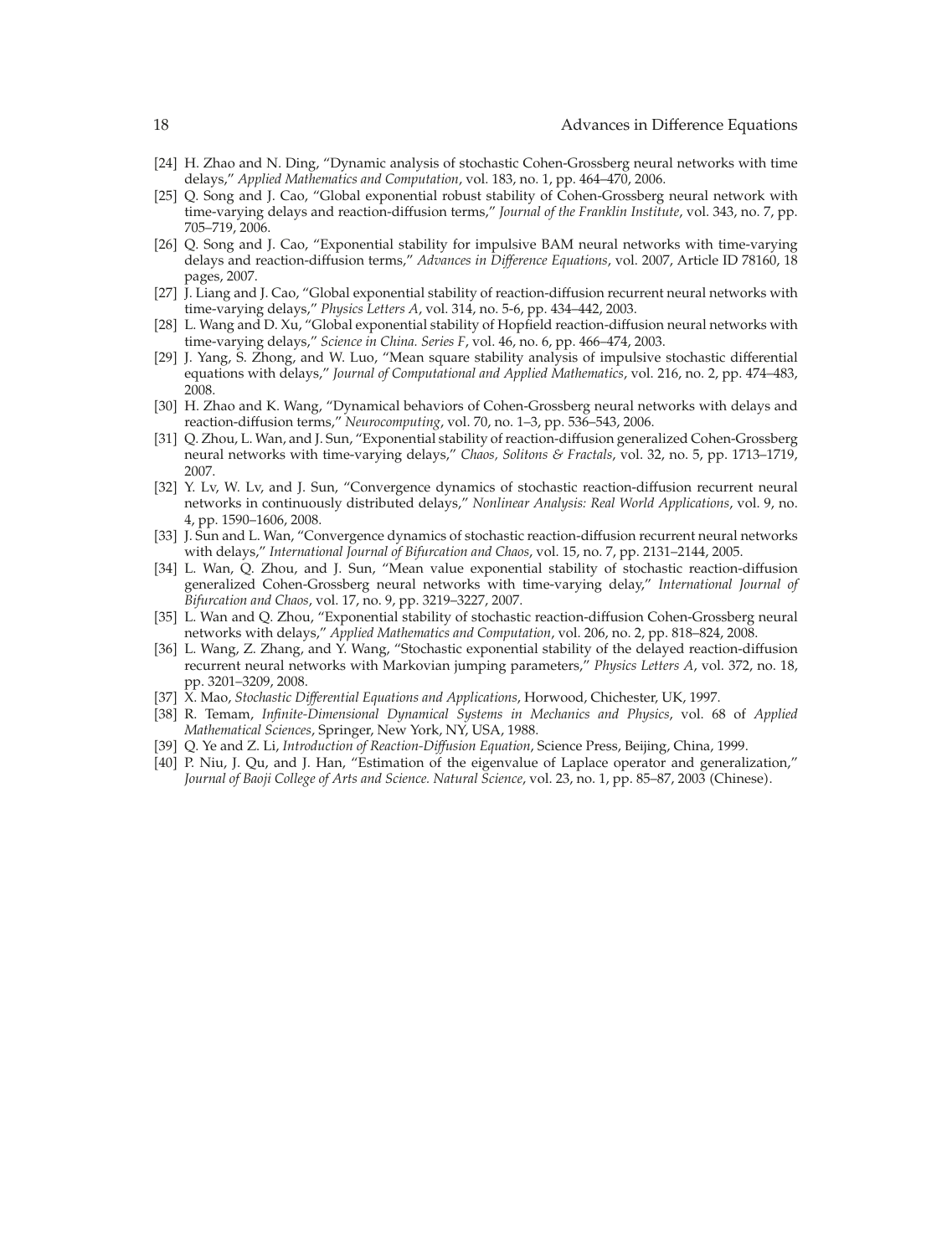[24] H. Zhao and N. Ding, "Dynamic analysis of stochastic Cohen-Grossberg neural networks with time delays," *Applied Mathematics and Computation*, vol. 183, no. 1, pp. 464–470, 2006.

[25] Q. Song and J. Cao, "Global exponential robust stability of Cohen-Grossberg neural network with time-varying delays and reaction-diffusion terms," *Journal of the Franklin Institute*, vol. 343, no. 7, pp. 705–719, 2006.

[26] Q. Song and J. Cao, "Exponential stability for impulsive BAM neural networks with time-varying delays and reaction-diffusion terms," *Advances in Difference Equations*, vol. 2007, Article ID 78160, 18 pages, 2007.

[27] J. Liang and J. Cao, "Global exponential stability of reaction-diffusion recurrent neural networks with time-varying delays," *Physics Letters A*, vol. 314, no. 5-6, pp. 434–442, 2003.

[28] L. Wang and D. Xu, "Global exponential stability of Hopfield reaction-diffusion neural networks with time-varying delays," *Science in China. Series F*, vol. 46, no. 6, pp. 466–474, 2003.

[29] J. Yang, S. Zhong, and W. Luo, "Mean square stability analysis of impulsive stochastic differential equations with delays," *Journal of Computational and Applied Mathematics*, vol. 216, no. 2, pp. 474–483, 2008.

[30] H. Zhao and K. Wang, "Dynamical behaviors of Cohen-Grossberg neural networks with delays and reaction-diffusion terms," *Neurocomputing*, vol. 70, no. 1–3, pp. 536–543, 2006.

[31] Q. Zhou, L. Wan, and J. Sun, "Exponential stability of reaction-diffusion generalized Cohen-Grossberg neural networks with time-varying delays," *Chaos, Solitons & Fractals*, vol. 32, no. 5, pp. 1713–1719, 2007.

[32] Y. Lv, W. Lv, and J. Sun, "Convergence dynamics of stochastic reaction-diffusion recurrent neural networks in continuously distributed delays," *Nonlinear Analysis: Real World Applications*, vol. 9, no. 4, pp. 1590–1606, 2008.

[33] J. Sun and L. Wan, "Convergence dynamics of stochastic reaction-diffusion recurrent neural networks with delays," *International Journal of Bifurcation and Chaos*, vol. 15, no. 7, pp. 2131–2144, 2005.

[34] L. Wan, Q. Zhou, and J. Sun, "Mean value exponential stability of stochastic reaction-diffusion generalized Cohen-Grossberg neural networks with time-varying delay," *International Journal of Bifurcation and Chaos*, vol. 17, no. 9, pp. 3219–3227, 2007.

[35] L. Wan and Q. Zhou, "Exponential stability of stochastic reaction-diffusion Cohen-Grossberg neural networks with delays," *Applied Mathematics and Computation*, vol. 206, no. 2, pp. 818–824, 2008.

[36] L. Wang, Z. Zhang, and Y. Wang, "Stochastic exponential stability of the delayed reaction-diffusion recurrent neural networks with Markovian jumping parameters," *Physics Letters A*, vol. 372, no. 18, pp. 3201–3209, 2008.

[37] X. Mao, *Stochastic Differential Equations and Applications*, Horwood, Chichester, UK, 1997.

[38] R. Temam, *Infinite-Dimensional Dynamical Systems in Mechanics and Physics*, vol. 68 of *Applied Mathematical Sciences*, Springer, New York, NY, USA, 1988.

[39] Q. Ye and Z. Li, *Introduction of Reaction-Diffusion Equation*, Science Press, Beijing, China, 1999.

[40] P. Niu, J. Qu, and J. Han, "Estimation of the eigenvalue of Laplace operator and generalization," *Journal of Baoji College of Arts and Science. Natural Science*, vol. 23, no. 1, pp. 85–87, 2003 (Chinese).